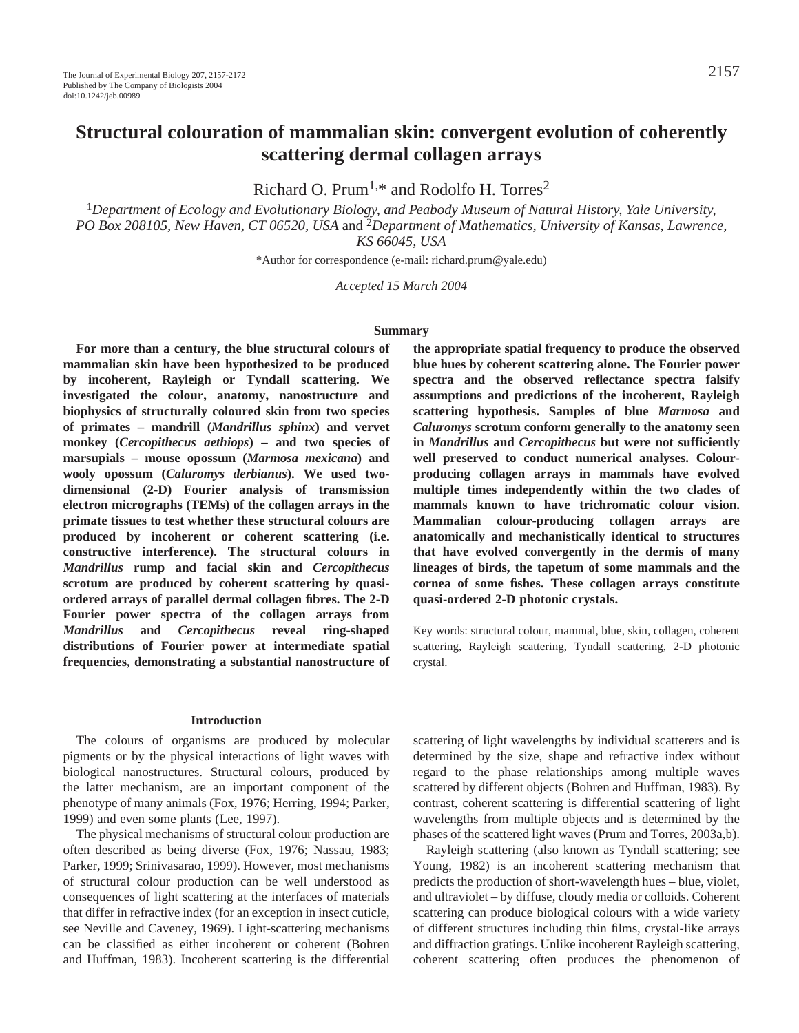# Structural colouration of mammalian skin: convergent evolution of coherently scattering dermal collagen arrays

Richard O. Prum[1,*] and Rodolfo H. Torres[2]

[1]*Department of Ecology and Evolutionary Biology, and Peabody Museum of Natural History, Yale University, PO Box 208105, New Haven, CT 06520, USA* and [2]*Department of Mathematics, University of Kansas, Lawrence, KS 66045, USA*

*Author for correspondence (e-mail: richard.prum@yale.edu)

*Accepted 15 March 2004*

## Summary

**For more than a century, the blue structural colours of mammalian skin have been hypothesized to be produced by incoherent, Rayleigh or Tyndall scattering. We investigated the colour, anatomy, nanostructure and biophysics of structurally coloured skin from two species of primates – mandrill (*Mandrillus sphinx*) and vervet monkey (*Cercopithecus aethiops*) – and two species of marsupials – mouse opossum (*Marmosa mexicana*) and wooly opossum (*Caluromys derbianus*). We used two-dimensional (2-D) Fourier analysis of transmission electron micrographs (TEMs) of the collagen arrays in the primate tissues to test whether these structural colours are produced by incoherent or coherent scattering (i.e. constructive interference). The structural colours in *Mandrillus* rump and facial skin and *Cercopithecus* scrotum are produced by coherent scattering by quasi-ordered arrays of parallel dermal collagen fibres. The 2-D Fourier power spectra of the collagen arrays from *Mandrillus* and *Cercopithecus* reveal ring-shaped distributions of Fourier power at intermediate spatial frequencies, demonstrating a substantial nanostructure of the appropriate spatial frequency to produce the observed blue hues by coherent scattering alone. The Fourier power spectra and the observed reflectance spectra falsify assumptions and predictions of the incoherent, Rayleigh scattering hypothesis. Samples of blue *Marmosa* and *Caluromys* scrotum conform generally to the anatomy seen in *Mandrillus* and *Cercopithecus* but were not sufficiently well preserved to conduct numerical analyses. Colour-producing collagen arrays in mammals have evolved multiple times independently within the two clades of mammals known to have trichromatic colour vision. Mammalian colour-producing collagen arrays are anatomically and mechanistically identical to structures that have evolved convergently in the dermis of many lineages of birds, the tapetum of some mammals and the cornea of some fishes. These collagen arrays constitute quasi-ordered 2-D photonic crystals.**

Key words: structural colour, mammal, blue, skin, collagen, coherent scattering, Rayleigh scattering, Tyndall scattering, 2-D photonic crystal.

## Introduction

The colours of organisms are produced by molecular pigments or by the physical interactions of light waves with biological nanostructures. Structural colours, produced by the latter mechanism, are an important component of the phenotype of many animals (Fox, 1976; Herring, 1994; Parker, 1999) and even some plants (Lee, 1997).

The physical mechanisms of structural colour production are often described as being diverse (Fox, 1976; Nassau, 1983; Parker, 1999; Srinivasarao, 1999). However, most mechanisms of structural colour production can be well understood as consequences of light scattering at the interfaces of materials that differ in refractive index (for an exception in insect cuticle, see Neville and Caveney, 1969). Light-scattering mechanisms can be classified as either incoherent or coherent (Bohren and Huffman, 1983). Incoherent scattering is the differential scattering of light wavelengths by individual scatterers and is determined by the size, shape and refractive index without regard to the phase relationships among multiple waves scattered by different objects (Bohren and Huffman, 1983). By contrast, coherent scattering is differential scattering of light wavelengths from multiple objects and is determined by the phases of the scattered light waves (Prum and Torres, 2003a,b).

Rayleigh scattering (also known as Tyndall scattering; see Young, 1982) is an incoherent scattering mechanism that predicts the production of short-wavelength hues – blue, violet, and ultraviolet – by diffuse, cloudy media or colloids. Coherent scattering can produce biological colours with a wide variety of different structures including thin films, crystal-like arrays and diffraction gratings. Unlike incoherent Rayleigh scattering, coherent scattering often produces the phenomenon of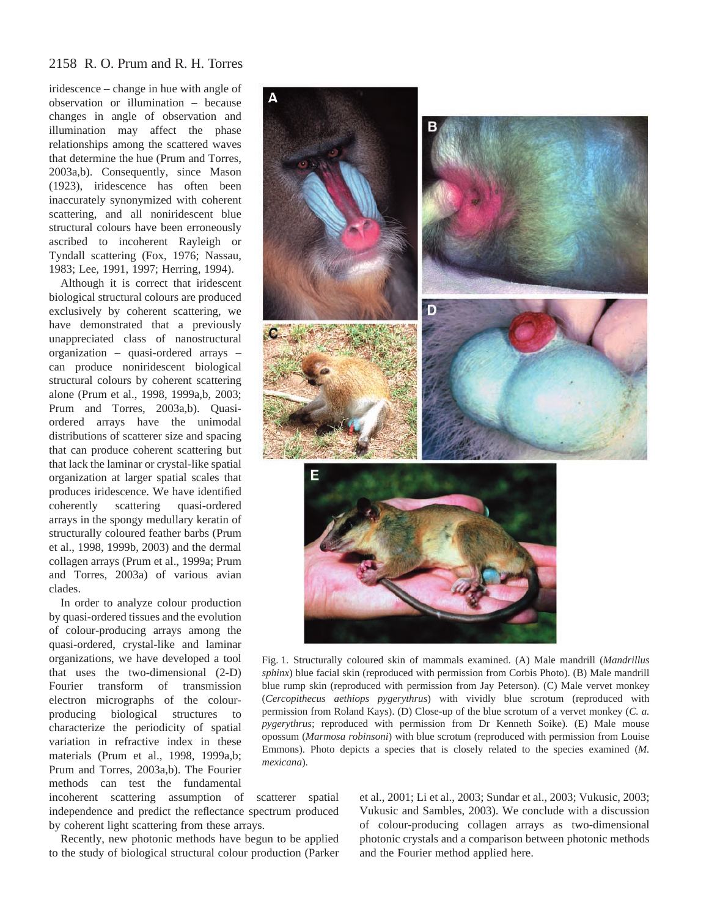iridescence – change in hue with angle of observation or illumination – because changes in angle of observation and illumination may affect the phase relationships among the scattered waves that determine the hue (Prum and Torres, 2003a,b). Consequently, since Mason (1923), iridescence has often been inaccurately synonymized with coherent scattering, and all noniridescent blue structural colours have been erroneously ascribed to incoherent Rayleigh or Tyndall scattering (Fox, 1976; Nassau, 1983; Lee, 1991, 1997; Herring, 1994).

Although it is correct that iridescent biological structural colours are produced exclusively by coherent scattering, we have demonstrated that a previously unappreciated class of nanostructural organization – quasi-ordered arrays – can produce noniridescent biological structural colours by coherent scattering alone (Prum et al., 1998, 1999a,b, 2003; Prum and Torres, 2003a,b). Quasi-ordered arrays have the unimodal distributions of scatterer size and spacing that can produce coherent scattering but that lack the laminar or crystal-like spatial organization at larger spatial scales that produces iridescence. We have identified coherently scattering quasi-ordered arrays in the spongy medullary keratin of structurally coloured feather barbs (Prum et al., 1998, 1999b, 2003) and the dermal collagen arrays (Prum et al., 1999a; Prum and Torres, 2003a) of various avian clades.

In order to analyze colour production by quasi-ordered tissues and the evolution of colour-producing arrays among the quasi-ordered, crystal-like and laminar organizations, we have developed a tool that uses the two-dimensional (2-D) Fourier transform of transmission electron micrographs of the colour-producing biological structures to characterize the periodicity of spatial variation in refractive index in these materials (Prum et al., 1998, 1999a,b; Prum and Torres, 2003a,b). The Fourier methods can test the fundamental incoherent scattering assumption of scatterer spatial independence and predict the reflectance spectrum produced by coherent light scattering from these arrays.

Recently, new photonic methods have begun to be applied to the study of biological structural colour production (Parker et al., 2001; Li et al., 2003; Sundar et al., 2003; Vukusic, 2003; Vukusic and Sambles, 2003). We conclude with a discussion of colour-producing collagen arrays as two-dimensional photonic crystals and a comparison between photonic methods and the Fourier method applied here.

Fig. 1. Structurally coloured skin of mammals examined. (A) Male mandrill (*Mandrillus sphinx*) blue facial skin (reproduced with permission from Corbis Photo). (B) Male mandrill blue rump skin (reproduced with permission from Jay Peterson). (C) Male vervet monkey (*Cercopithecus aethiops pygerythrus*) with vividly blue scrotum (reproduced with permission from Roland Kays). (D) Close-up of the blue scrotum of a vervet monkey (*C. a. pygerythrus*; reproduced with permission from Dr Kenneth Soike). (E) Male mouse opossum (*Marmosa robinsoni*) with blue scrotum (reproduced with permission from Louise Emmons). Photo depicts a species that is closely related to the species examined (*M. mexicana*).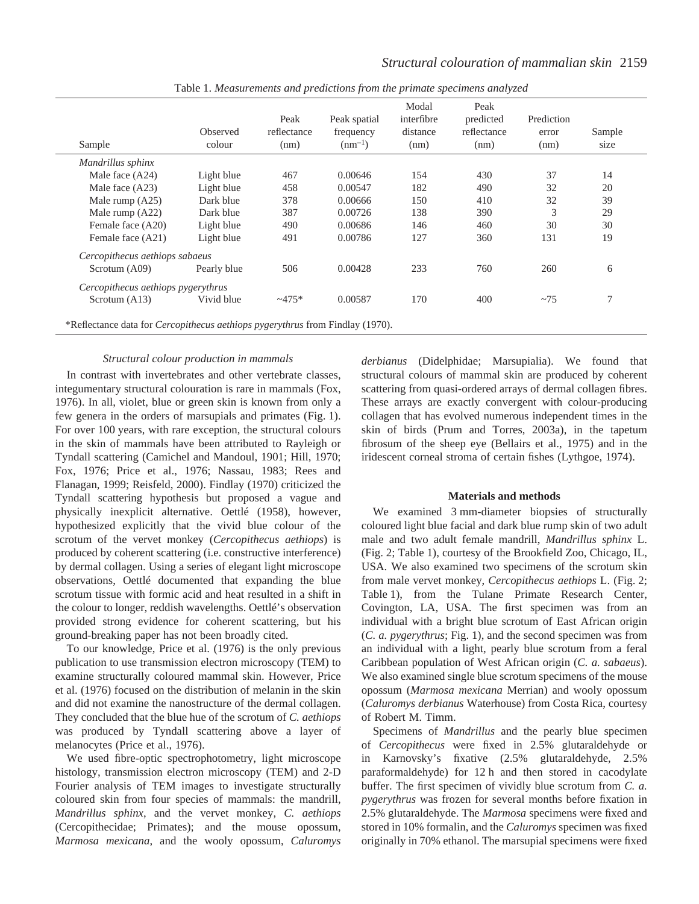Table 1. *Measurements and predictions from the primate specimens analyzed*

| Sample | Observed colour | Peak reflectance (nm) | Peak spatial frequency ($nm^{-1}$) | Modal interfibre distance (nm) | Peak predicted reflectance (nm) | Prediction error (nm) | Sample size |
|---|---|---|---|---|---|---|---|
| *Mandrillus sphinx* | | | | | | | |
| Male face (A24) | Light blue | 467 | 0.00646 | 154 | 430 | 37 | 14 |
| Male face (A23) | Light blue | 458 | 0.00547 | 182 | 490 | 32 | 20 |
| Male rump (A25) | Dark blue | 378 | 0.00666 | 150 | 410 | 32 | 39 |
| Male rump (A22) | Dark blue | 387 | 0.00726 | 138 | 390 | 3 | 29 |
| Female face (A20) | Light blue | 490 | 0.00686 | 146 | 460 | 30 | 30 |
| Female face (A21) | Light blue | 491 | 0.00786 | 127 | 360 | 131 | 19 |
| *Cercopithecus aethiops sabaeus* | | | | | | | |
| Scrotum (A09) | Pearly blue | 506 | 0.00428 | 233 | 760 | 260 | 6 |
| *Cercopithecus aethiops pygerythrus* | | | | | | | |
| Scrotum (A13) | Vivid blue | ~475* | 0.00587 | 170 | 400 | ~75 | 7 |

*Reflectance data for *Cercopithecus aethiops pygerythrus* from Findlay (1970).

### *Structural colour production in mammals*

In contrast with invertebrates and other vertebrate classes, integumentary structural colouration is rare in mammals (Fox, 1976). In all, violet, blue or green skin is known from only a few genera in the orders of marsupials and primates (Fig. 1). For over 100 years, with rare exception, the structural colours in the skin of mammals have been attributed to Rayleigh or Tyndall scattering (Camichel and Mandoul, 1901; Hill, 1970; Fox, 1976; Price et al., 1976; Nassau, 1983; Rees and Flanagan, 1999; Reisfeld, 2000). Findlay (1970) criticized the Tyndall scattering hypothesis but proposed a vague and physically inexplicit alternative. Oettlé (1958), however, hypothesized explicitly that the vivid blue colour of the scrotum of the vervet monkey (*Cercopithecus aethiops*) is produced by coherent scattering (i.e. constructive interference) by dermal collagen. Using a series of elegant light microscope observations, Oettlé documented that expanding the blue scrotum tissue with formic acid and heat resulted in a shift in the colour to longer, reddish wavelengths. Oettlé's observation provided strong evidence for coherent scattering, but his ground-breaking paper has not been broadly cited.

To our knowledge, Price et al. (1976) is the only previous publication to use transmission electron microscopy (TEM) to examine structurally coloured mammal skin. However, Price et al. (1976) focused on the distribution of melanin in the skin and did not examine the nanostructure of the dermal collagen. They concluded that the blue hue of the scrotum of *C. aethiops* was produced by Tyndall scattering above a layer of melanocytes (Price et al., 1976).

We used fibre-optic spectrophotometry, light microscope histology, transmission electron microscopy (TEM) and 2-D Fourier analysis of TEM images to investigate structurally coloured skin from four species of mammals: the mandrill, *Mandrillus sphinx*, and the vervet monkey, *C. aethiops* (Cercopithecidae; Primates); and the mouse opossum, *Marmosa mexicana*, and the wooly opossum, *Caluromys derbianus* (Didelphidae; Marsupialia). We found that structural colours of mammal skin are produced by coherent scattering from quasi-ordered arrays of dermal collagen fibres. These arrays are exactly convergent with colour-producing collagen that has evolved numerous independent times in the skin of birds (Prum and Torres, 2003a), in the tapetum fibrosum of the sheep eye (Bellairs et al., 1975) and in the iridescent corneal stroma of certain fishes (Lythgoe, 1974).

## Materials and methods

We examined 3 mm-diameter biopsies of structurally coloured light blue facial and dark blue rump skin of two adult male and two adult female mandrill, *Mandrillus sphinx* L. (Fig. 2; Table 1), courtesy of the Brookfield Zoo, Chicago, IL, USA. We also examined two specimens of the scrotum skin from male vervet monkey, *Cercopithecus aethiops* L. (Fig. 2; Table 1), from the Tulane Primate Research Center, Covington, LA, USA. The first specimen was from an individual with a bright blue scrotum of East African origin (*C. a. pygerythrus*; Fig. 1), and the second specimen was from an individual with a light, pearly blue scrotum from a feral Caribbean population of West African origin (*C. a. sabaeus*). We also examined single blue scrotum specimens of the mouse opossum (*Marmosa mexicana* Merrian) and wooly opossum (*Caluromys derbianus* Waterhouse) from Costa Rica, courtesy of Robert M. Timm.

Specimens of *Mandrillus* and the pearly blue specimen of *Cercopithecus* were fixed in 2.5% glutaraldehyde or in Karnovsky's fixative (2.5% glutaraldehyde, 2.5% paraformaldehyde) for 12 h and then stored in cacodylate buffer. The first specimen of vividly blue scrotum from *C. a. pygerythrus* was frozen for several months before fixation in 2.5% glutaraldehyde. The *Marmosa* specimens were fixed and stored in 10% formalin, and the *Caluromys* specimen was fixed originally in 70% ethanol. The marsupial specimens were fixed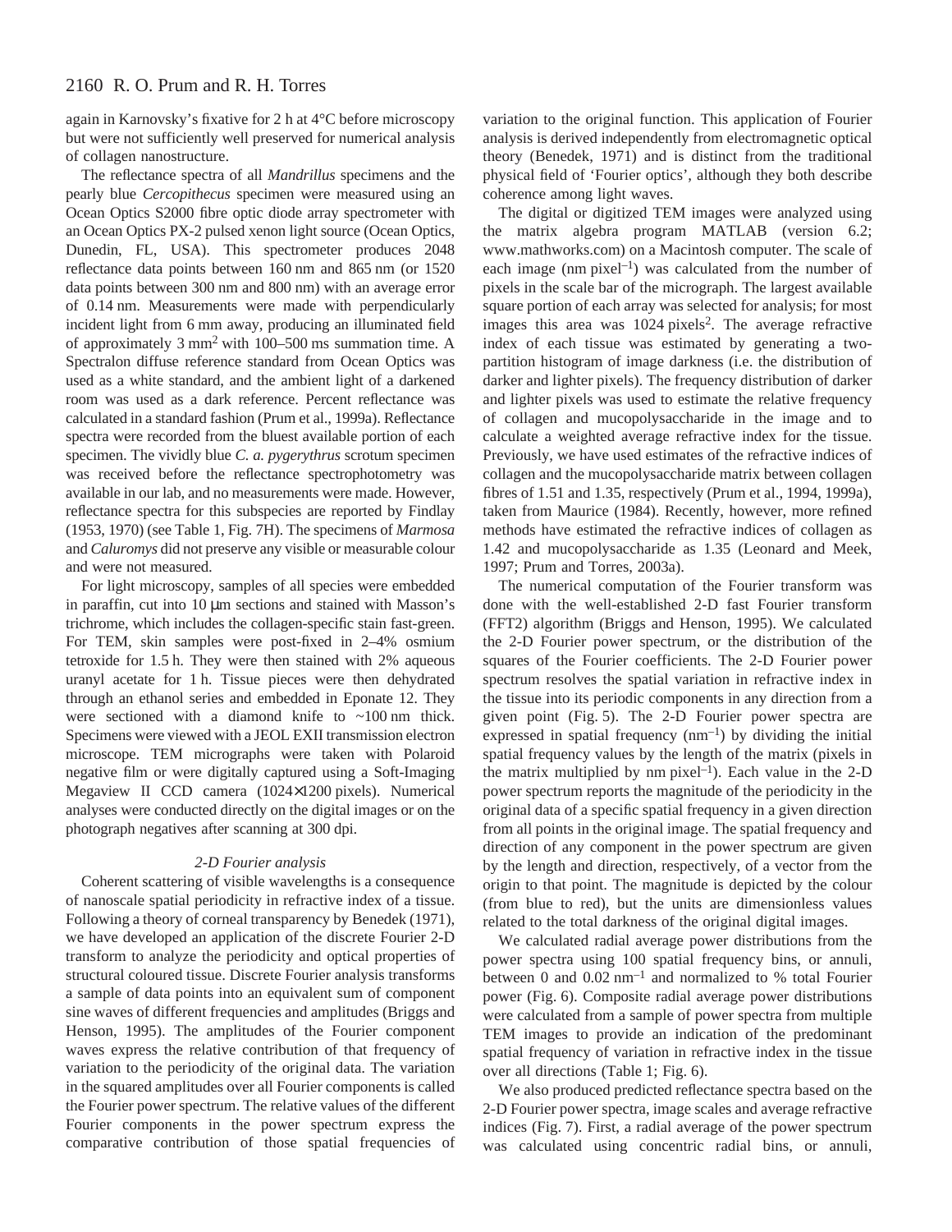again in Karnovsky's fixative for 2 h at 4°C before microscopy but were not sufficiently well preserved for numerical analysis of collagen nanostructure.

The reflectance spectra of all *Mandrillus* specimens and the pearly blue *Cercopithecus* specimen were measured using an Ocean Optics S2000 fibre optic diode array spectrometer with an Ocean Optics PX-2 pulsed xenon light source (Ocean Optics, Dunedin, FL, USA). This spectrometer produces 2048 reflectance data points between 160 nm and 865 nm (or 1520 data points between 300 nm and 800 nm) with an average error of 0.14 nm. Measurements were made with perpendicularly incident light from 6 mm away, producing an illuminated field of approximately 3 mm$^2$ with 100–500 ms summation time. A Spectralon diffuse reference standard from Ocean Optics was used as a white standard, and the ambient light of a darkened room was used as a dark reference. Percent reflectance was calculated in a standard fashion (Prum et al., 1999a). Reflectance spectra were recorded from the bluest available portion of each specimen. The vividly blue *C. a. pygerythrus* scrotum specimen was received before the reflectance spectrophotometry was available in our lab, and no measurements were made. However, reflectance spectra for this subspecies are reported by Findlay (1953, 1970) (see Table 1, Fig. 7H). The specimens of *Marmosa* and *Caluromys* did not preserve any visible or measurable colour and were not measured.

For light microscopy, samples of all species were embedded in paraffin, cut into 10 μm sections and stained with Masson's trichrome, which includes the collagen-specific stain fast-green. For TEM, skin samples were post-fixed in 2–4% osmium tetroxide for 1.5 h. They were then stained with 2% aqueous uranyl acetate for 1 h. Tissue pieces were then dehydrated through an ethanol series and embedded in Eponate 12. They were sectioned with a diamond knife to ~100 nm thick. Specimens were viewed with a JEOL EXII transmission electron microscope. TEM micrographs were taken with Polaroid negative film or were digitally captured using a Soft-Imaging Megaview II CCD camera (1024×1200 pixels). Numerical analyses were conducted directly on the digital images or on the photograph negatives after scanning at 300 dpi.

### *2-D Fourier analysis*

Coherent scattering of visible wavelengths is a consequence of nanoscale spatial periodicity in refractive index of a tissue. Following a theory of corneal transparency by Benedek (1971), we have developed an application of the discrete Fourier 2-D transform to analyze the periodicity and optical properties of structural coloured tissue. Discrete Fourier analysis transforms a sample of data points into an equivalent sum of component sine waves of different frequencies and amplitudes (Briggs and Henson, 1995). The amplitudes of the Fourier component waves express the relative contribution of that frequency of variation to the periodicity of the original data. The variation in the squared amplitudes over all Fourier components is called the Fourier power spectrum. The relative values of the different Fourier components in the power spectrum express the comparative contribution of those spatial frequencies of variation to the original function. This application of Fourier analysis is derived independently from electromagnetic optical theory (Benedek, 1971) and is distinct from the traditional physical field of 'Fourier optics', although they both describe coherence among light waves.

The digital or digitized TEM images were analyzed using the matrix algebra program MATLAB (version 6.2; www.mathworks.com) on a Macintosh computer. The scale of each image (nm pixel$^{-1}$) was calculated from the number of pixels in the scale bar of the micrograph. The largest available square portion of each array was selected for analysis; for most images this area was 1024 pixels$^2$. The average refractive index of each tissue was estimated by generating a two-partition histogram of image darkness (i.e. the distribution of darker and lighter pixels). The frequency distribution of darker and lighter pixels was used to estimate the relative frequency of collagen and mucopolysaccharide in the image and to calculate a weighted average refractive index for the tissue. Previously, we have used estimates of the refractive indices of collagen and the mucopolysaccharide matrix between collagen fibres of 1.51 and 1.35, respectively (Prum et al., 1994, 1999a), taken from Maurice (1984). Recently, however, more refined methods have estimated the refractive indices of collagen as 1.42 and mucopolysaccharide as 1.35 (Leonard and Meek, 1997; Prum and Torres, 2003a).

The numerical computation of the Fourier transform was done with the well-established 2-D fast Fourier transform (FFT2) algorithm (Briggs and Henson, 1995). We calculated the 2-D Fourier power spectrum, or the distribution of the squares of the Fourier coefficients. The 2-D Fourier power spectrum resolves the spatial variation in refractive index in the tissue into its periodic components in any direction from a given point (Fig. 5). The 2-D Fourier power spectra are expressed in spatial frequency (nm$^{-1}$) by dividing the initial spatial frequency values by the length of the matrix (pixels in the matrix multiplied by nm pixel$^{-1}$). Each value in the 2-D power spectrum reports the magnitude of the periodicity in the original data of a specific spatial frequency in a given direction from all points in the original image. The spatial frequency and direction of any component in the power spectrum are given by the length and direction, respectively, of a vector from the origin to that point. The magnitude is depicted by the colour (from blue to red), but the units are dimensionless values related to the total darkness of the original digital images.

We calculated radial average power distributions from the power spectra using 100 spatial frequency bins, or annuli, between 0 and 0.02 nm$^{-1}$ and normalized to % total Fourier power (Fig. 6). Composite radial average power distributions were calculated from a sample of power spectra from multiple TEM images to provide an indication of the predominant spatial frequency of variation in refractive index in the tissue over all directions (Table 1; Fig. 6).

We also produced predicted reflectance spectra based on the 2-D Fourier power spectra, image scales and average refractive indices (Fig. 7). First, a radial average of the power spectrum was calculated using concentric radial bins, or annuli,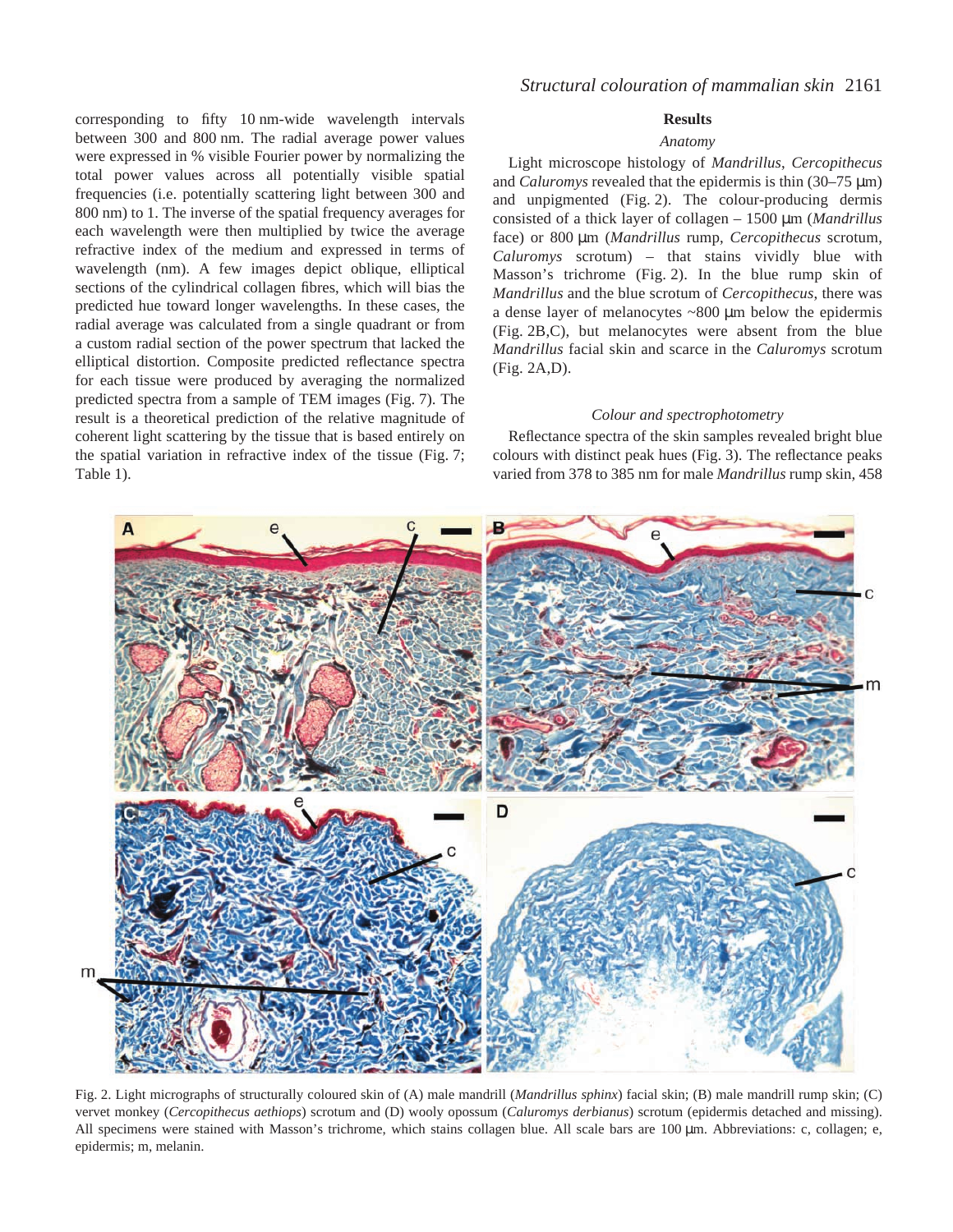corresponding to fifty 10 nm-wide wavelength intervals between 300 and 800 nm. The radial average power values were expressed in % visible Fourier power by normalizing the total power values across all potentially visible spatial frequencies (i.e. potentially scattering light between 300 and 800 nm) to 1. The inverse of the spatial frequency averages for each wavelength were then multiplied by twice the average refractive index of the medium and expressed in terms of wavelength (nm). A few images depict oblique, elliptical sections of the cylindrical collagen fibres, which will bias the predicted hue toward longer wavelengths. In these cases, the radial average was calculated from a single quadrant or from a custom radial section of the power spectrum that lacked the elliptical distortion. Composite predicted reflectance spectra for each tissue were produced by averaging the normalized predicted spectra from a sample of TEM images (Fig. 7). The result is a theoretical prediction of the relative magnitude of coherent light scattering by the tissue that is based entirely on the spatial variation in refractive index of the tissue (Fig. 7; Table 1).

## Results

### *Anatomy*

Light microscope histology of *Mandrillus*, *Cercopithecus* and *Caluromys* revealed that the epidermis is thin (30–75 µm) and unpigmented (Fig. 2). The colour-producing dermis consisted of a thick layer of collagen – 1500 µm (*Mandrillus* face) or 800 µm (*Mandrillus* rump, *Cercopithecus* scrotum, *Caluromys* scrotum) – that stains vividly blue with Masson's trichrome (Fig. 2). In the blue rump skin of *Mandrillus* and the blue scrotum of *Cercopithecus*, there was a dense layer of melanocytes ~800 µm below the epidermis (Fig. 2B,C), but melanocytes were absent from the blue *Mandrillus* facial skin and scarce in the *Caluromys* scrotum (Fig. 2A,D).

### *Colour and spectrophotometry*

Reflectance spectra of the skin samples revealed bright blue colours with distinct peak hues (Fig. 3). The reflectance peaks varied from 378 to 385 nm for male *Mandrillus* rump skin, 458

Fig. 2. Light micrographs of structurally coloured skin of (A) male mandrill (*Mandrillus sphinx*) facial skin; (B) male mandrill rump skin; (C) vervet monkey (*Cercopithecus aethiops*) scrotum and (D) wooly opossum (*Caluromys derbianus*) scrotum (epidermis detached and missing). All specimens were stained with Masson's trichrome, which stains collagen blue. All scale bars are 100 µm. Abbreviations: c, collagen; e, epidermis; m, melanin.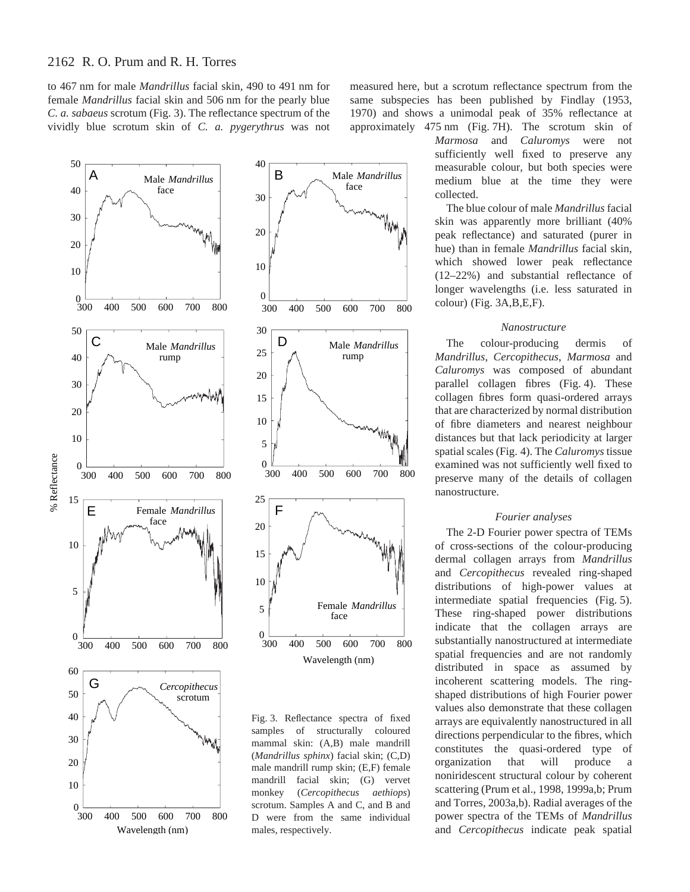to 467 nm for male *Mandrillus* facial skin, 490 to 491 nm for female *Mandrillus* facial skin and 506 nm for the pearly blue *C. a. sabaeus* scrotum (Fig. 3). The reflectance spectrum of the vividly blue scrotum skin of *C. a. pygerythrus* was not measured here, but a scrotum reflectance spectrum from the same subspecies has been published by Findlay (1953, 1970) and shows a unimodal peak of 35% reflectance at approximately 475 nm (Fig. 7H). The scrotum skin of *Marmosa* and *Caluromys* were not sufficiently well fixed to preserve any measurable colour, but both species were medium blue at the time they were collected.

The blue colour of male *Mandrillus* facial skin was apparently more brilliant (40% peak reflectance) and saturated (purer in hue) than in female *Mandrillus* facial skin, which showed lower peak reflectance (12–22%) and substantial reflectance of longer wavelengths (i.e. less saturated in colour) (Fig. 3A,B,E,F).

Fig. 3. Reflectance spectra of fixed samples of structurally coloured mammal skin: (A,B) male mandrill (*Mandrillus sphinx*) facial skin; (C,D) male mandrill rump skin; (E,F) female mandrill facial skin; (G) vervet monkey (*Cercopithecus aethiops*) scrotum. Samples A and C, and B and D were from the same individual males, respectively.

### *Nanostructure*

The colour-producing dermis of *Mandrillus*, *Cercopithecus*, *Marmosa* and *Caluromys* was composed of abundant parallel collagen fibres (Fig. 4). These collagen fibres form quasi-ordered arrays that are characterized by normal distribution of fibre diameters and nearest neighbour distances but that lack periodicity at larger spatial scales (Fig. 4). The *Caluromys* tissue examined was not sufficiently well fixed to preserve many of the details of collagen nanostructure.

### *Fourier analyses*

The 2-D Fourier power spectra of TEMs of cross-sections of the colour-producing dermal collagen arrays from *Mandrillus* and *Cercopithecus* revealed ring-shaped distributions of high-power values at intermediate spatial frequencies (Fig. 5). These ring-shaped power distributions indicate that the collagen arrays are substantially nanostructured at intermediate spatial frequencies and are not randomly distributed in space as assumed by incoherent scattering models. The ring-shaped distributions of high Fourier power values also demonstrate that these collagen arrays are equivalently nanostructured in all directions perpendicular to the fibres, which constitutes the quasi-ordered type of organization that will produce a noniridescent structural colour by coherent scattering (Prum et al., 1998, 1999a,b; Prum and Torres, 2003a,b). Radial averages of the power spectra of the TEMs of *Mandrillus* and *Cercopithecus* indicate peak spatial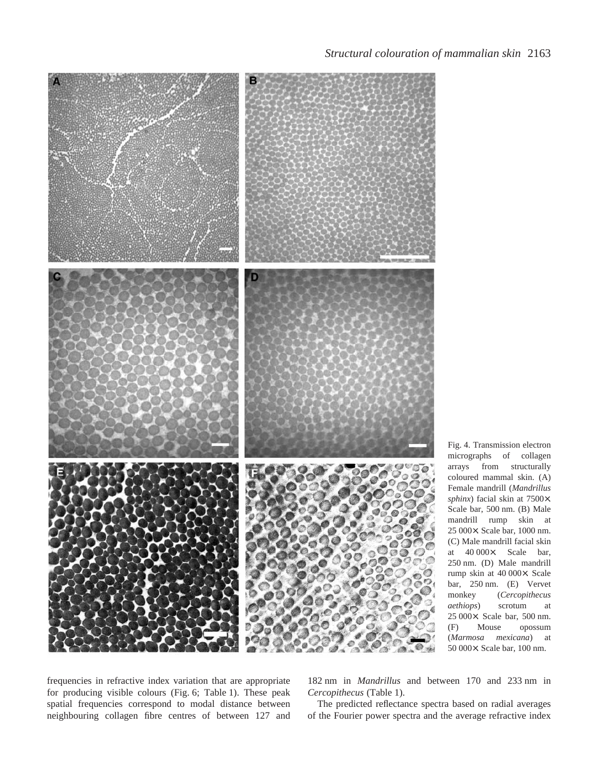Fig. 4. Transmission electron micrographs of collagen arrays from structurally coloured mammal skin. (A) Female mandrill (*Mandrillus sphinx*) facial skin at 7500× Scale bar, 500 nm. (B) Male mandrill rump skin at 25 000× Scale bar, 1000 nm. (C) Male mandrill facial skin at 40 000× Scale bar, 250 nm. (D) Male mandrill rump skin at 40 000× Scale bar, 250 nm. (E) Vervet monkey (*Cercopithecus aethiops*) scrotum at 25 000× Scale bar, 500 nm. (F) Mouse opossum (*Marmosa mexicana*) at 50 000× Scale bar, 100 nm.

frequencies in refractive index variation that are appropriate for producing visible colours (Fig. 6; Table 1). These peak spatial frequencies correspond to modal distance between neighbouring collagen fibre centres of between 127 and 182 nm in *Mandrillus* and between 170 and 233 nm in *Cercopithecus* (Table 1).

The predicted reflectance spectra based on radial averages of the Fourier power spectra and the average refractive index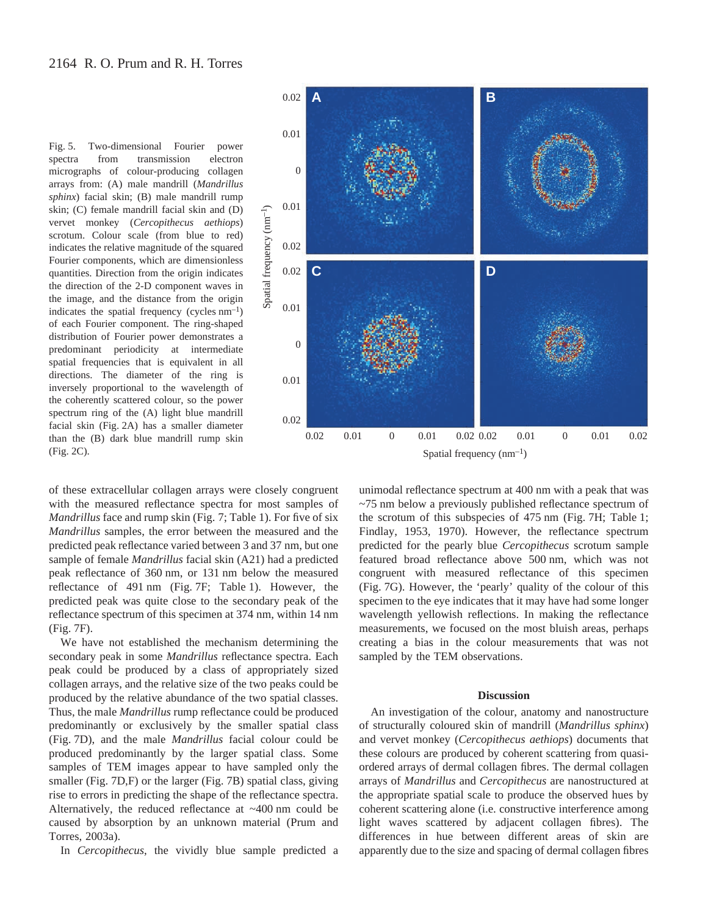Fig. 5. Two-dimensional Fourier power spectra from transmission electron micrographs of colour-producing collagen arrays from: (A) male mandrill (*Mandrillus sphinx*) facial skin; (B) male mandrill rump skin; (C) female mandrill facial skin and (D) vervet monkey (*Cercopithecus aethiops*) scrotum. Colour scale (from blue to red) indicates the relative magnitude of the squared Fourier components, which are dimensionless quantities. Direction from the origin indicates the direction of the 2-D component waves in the image, and the distance from the origin indicates the spatial frequency (cycles $nm^{-1}$) of each Fourier component. The ring-shaped distribution of Fourier power demonstrates a predominant periodicity at intermediate spatial frequencies that is equivalent in all directions. The diameter of the ring is inversely proportional to the wavelength of the coherently scattered colour, so the power spectrum ring of the (A) light blue mandrill facial skin (Fig. 2A) has a smaller diameter than the (B) dark blue mandrill rump skin (Fig. 2C).

of these extracellular collagen arrays were closely congruent with the measured reflectance spectra for most samples of *Mandrillus* face and rump skin (Fig. 7; Table 1). For five of six *Mandrillus* samples, the error between the measured and the predicted peak reflectance varied between 3 and 37 nm, but one sample of female *Mandrillus* facial skin (A21) had a predicted peak reflectance of 360 nm, or 131 nm below the measured reflectance of 491 nm (Fig. 7F; Table 1). However, the predicted peak was quite close to the secondary peak of the reflectance spectrum of this specimen at 374 nm, within 14 nm (Fig. 7F).

We have not established the mechanism determining the secondary peak in some *Mandrillus* reflectance spectra. Each peak could be produced by a class of appropriately sized collagen arrays, and the relative size of the two peaks could be produced by the relative abundance of the two spatial classes. Thus, the male *Mandrillus* rump reflectance could be produced predominantly or exclusively by the smaller spatial class (Fig. 7D), and the male *Mandrillus* facial colour could be produced predominantly by the larger spatial class. Some samples of TEM images appear to have sampled only the smaller (Fig. 7D,F) or the larger (Fig. 7B) spatial class, giving rise to errors in predicting the shape of the reflectance spectra. Alternatively, the reduced reflectance at ~400 nm could be caused by absorption by an unknown material (Prum and Torres, 2003a).

In *Cercopithecus*, the vividly blue sample predicted a unimodal reflectance spectrum at 400 nm with a peak that was ~75 nm below a previously published reflectance spectrum of the scrotum of this subspecies of 475 nm (Fig. 7H; Table 1; Findlay, 1953, 1970). However, the reflectance spectrum predicted for the pearly blue *Cercopithecus* scrotum sample featured broad reflectance above 500 nm, which was not congruent with measured reflectance of this specimen (Fig. 7G). However, the 'pearly' quality of the colour of this specimen to the eye indicates that it may have had some longer wavelength yellowish reflections. In making the reflectance measurements, we focused on the most bluish areas, perhaps creating a bias in the colour measurements that was not sampled by the TEM observations.

## Discussion

An investigation of the colour, anatomy and nanostructure of structurally coloured skin of mandrill (*Mandrillus sphinx*) and vervet monkey (*Cercopithecus aethiops*) documents that these colours are produced by coherent scattering from quasi-ordered arrays of dermal collagen fibres. The dermal collagen arrays of *Mandrillus* and *Cercopithecus* are nanostructured at the appropriate spatial scale to produce the observed hues by coherent scattering alone (i.e. constructive interference among light waves scattered by adjacent collagen fibres). The differences in hue between different areas of skin are apparently due to the size and spacing of dermal collagen fibres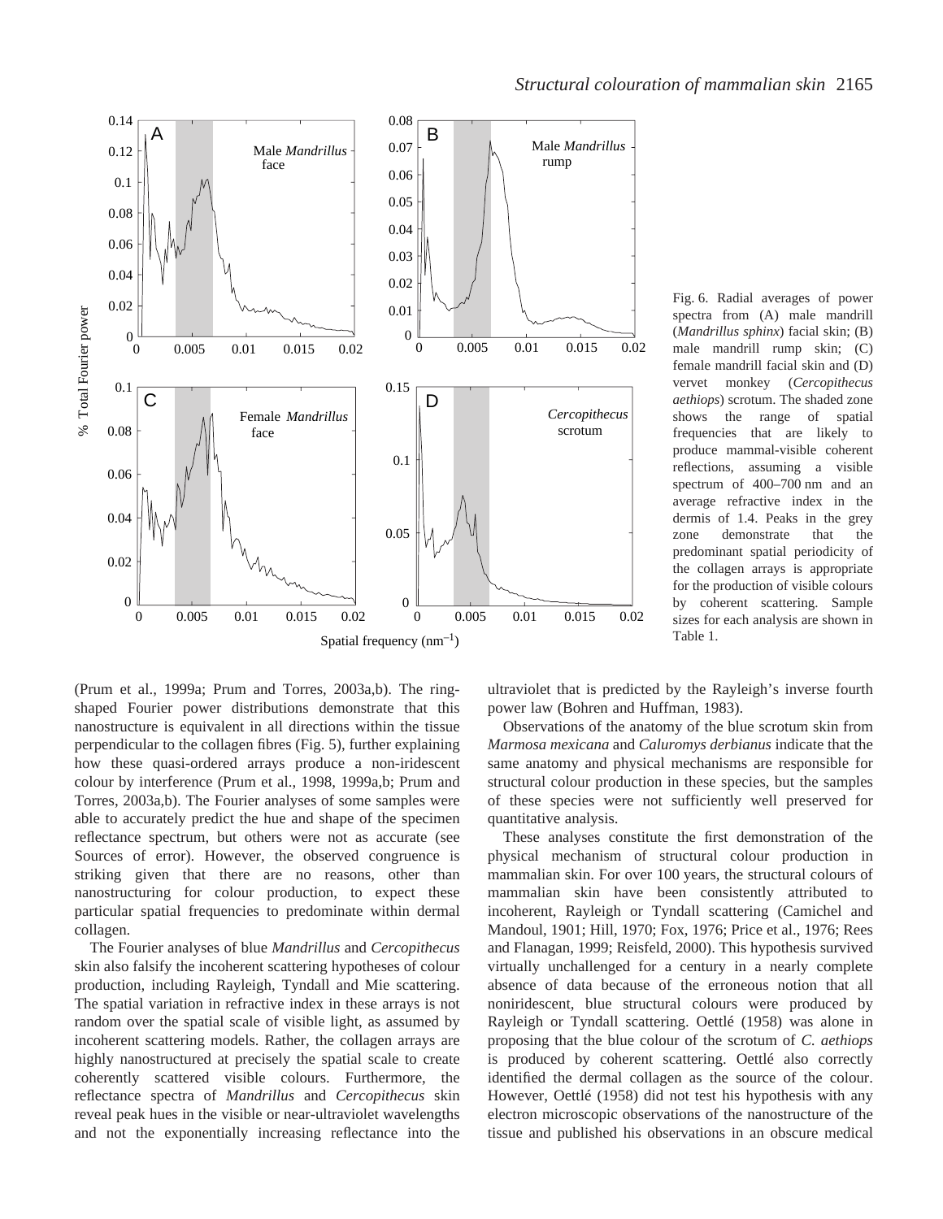Fig. 6. Radial averages of power spectra from (A) male mandrill (*Mandrillus sphinx*) facial skin; (B) male mandrill rump skin; (C) female mandrill facial skin and (D) vervet monkey (*Cercopithecus aethiops*) scrotum. The shaded zone shows the range of spatial frequencies that are likely to produce mammal-visible coherent reflections, assuming a visible spectrum of 400–700 nm and an average refractive index in the dermis of 1.4. Peaks in the grey zone demonstrate that the predominant spatial periodicity of the collagen arrays is appropriate for the production of visible colours by coherent scattering. Sample sizes for each analysis are shown in Table 1.

(Prum et al., 1999a; Prum and Torres, 2003a,b). The ring-shaped Fourier power distributions demonstrate that this nanostructure is equivalent in all directions within the tissue perpendicular to the collagen fibres (Fig. 5), further explaining how these quasi-ordered arrays produce a non-iridescent colour by interference (Prum et al., 1998, 1999a,b; Prum and Torres, 2003a,b). The Fourier analyses of some samples were able to accurately predict the hue and shape of the specimen reflectance spectrum, but others were not as accurate (see Sources of error). However, the observed congruence is striking given that there are no reasons, other than nanostructuring for colour production, to expect these particular spatial frequencies to predominate within dermal collagen.

The Fourier analyses of blue *Mandrillus* and *Cercopithecus* skin also falsify the incoherent scattering hypotheses of colour production, including Rayleigh, Tyndall and Mie scattering. The spatial variation in refractive index in these arrays is not random over the spatial scale of visible light, as assumed by incoherent scattering models. Rather, the collagen arrays are highly nanostructured at precisely the spatial scale to create coherently scattered visible colours. Furthermore, the reflectance spectra of *Mandrillus* and *Cercopithecus* skin reveal peak hues in the visible or near-ultraviolet wavelengths and not the exponentially increasing reflectance into the ultraviolet that is predicted by the Rayleigh's inverse fourth power law (Bohren and Huffman, 1983).

Observations of the anatomy of the blue scrotum skin from *Marmosa mexicana* and *Caluromys derbianus* indicate that the same anatomy and physical mechanisms are responsible for structural colour production in these species, but the samples of these species were not sufficiently well preserved for quantitative analysis.

These analyses constitute the first demonstration of the physical mechanism of structural colour production in mammalian skin. For over 100 years, the structural colours of mammalian skin have been consistently attributed to incoherent, Rayleigh or Tyndall scattering (Camichel and Mandoul, 1901; Hill, 1970; Fox, 1976; Price et al., 1976; Rees and Flanagan, 1999; Reisfeld, 2000). This hypothesis survived virtually unchallenged for a century in a nearly complete absence of data because of the erroneous notion that all noniridescent, blue structural colours were produced by Rayleigh or Tyndall scattering. Oettlé (1958) was alone in proposing that the blue colour of the scrotum of *C. aethiops* is produced by coherent scattering. Oettlé also correctly identified the dermal collagen as the source of the colour. However, Oettlé (1958) did not test his hypothesis with any electron microscopic observations of the nanostructure of the tissue and published his observations in an obscure medical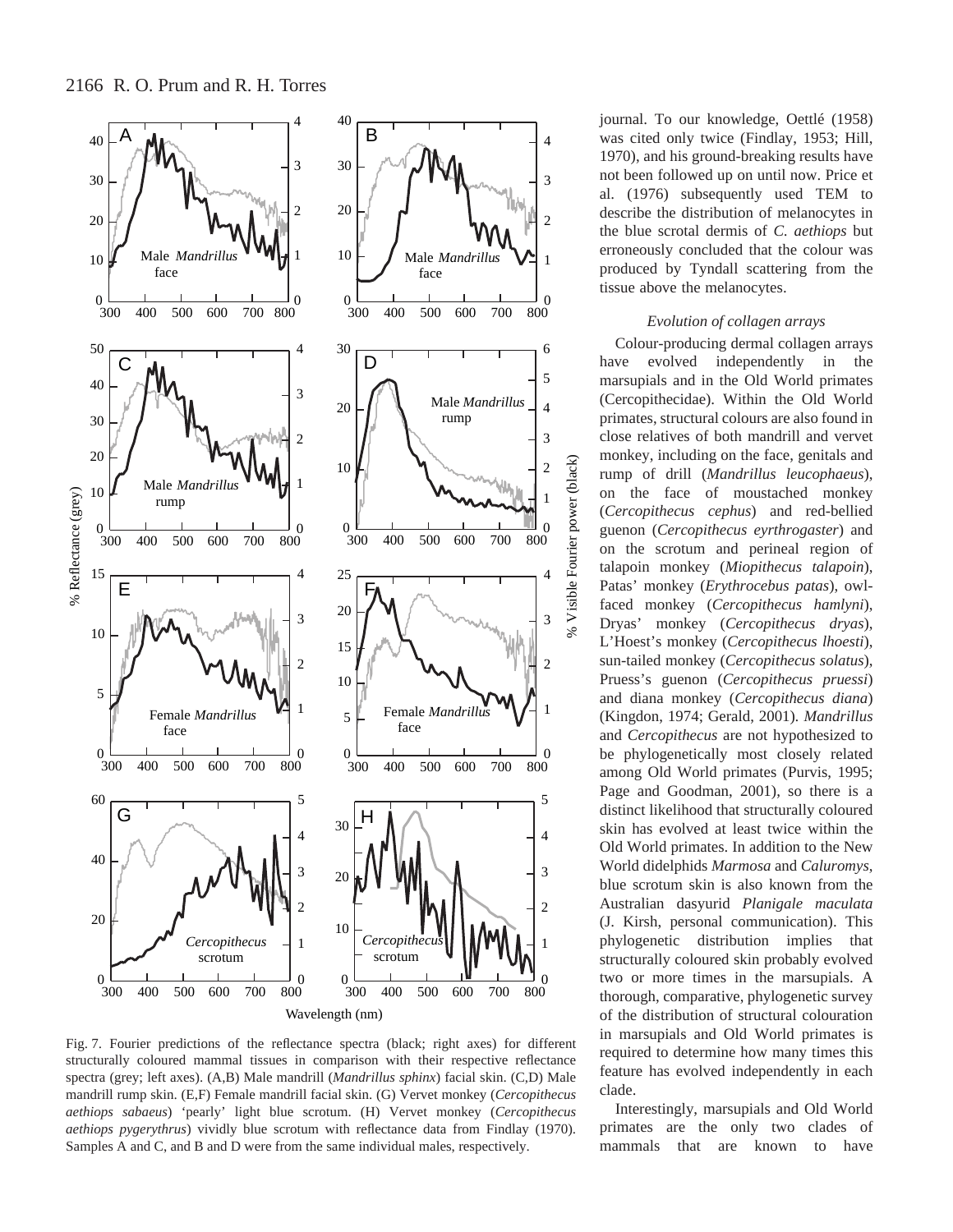Fig. 7. Fourier predictions of the reflectance spectra (black; right axes) for different structurally coloured mammal tissues in comparison with their respective reflectance spectra (grey; left axes). (A,B) Male mandrill (*Mandrillus sphinx*) facial skin. (C,D) Male mandrill rump skin. (E,F) Female mandrill facial skin. (G) Vervet monkey (*Cercopithecus aethiops sabaeus*) 'pearly' light blue scrotum. (H) Vervet monkey (*Cercopithecus aethiops pygerythrus*) vividly blue scrotum with reflectance data from Findlay (1970). Samples A and C, and B and D were from the same individual males, respectively.

journal. To our knowledge, Oettlé (1958) was cited only twice (Findlay, 1953; Hill, 1970), and his ground-breaking results have not been followed up on until now. Price et al. (1976) subsequently used TEM to describe the distribution of melanocytes in the blue scrotal dermis of *C. aethiops* but erroneously concluded that the colour was produced by Tyndall scattering from the tissue above the melanocytes.

### *Evolution of collagen arrays*

Colour-producing dermal collagen arrays have evolved independently in the marsupials and in the Old World primates (Cercopithecidae). Within the Old World primates, structural colours are also found in close relatives of both mandrill and vervet monkey, including on the face, genitals and rump of drill (*Mandrillus leucophaeus*), on the face of moustached monkey (*Cercopithecus cephus*) and red-bellied guenon (*Cercopithecus eyrthrogaster*) and on the scrotum and perineal region of talapoin monkey (*Miopithecus talapoin*), Patas' monkey (*Erythrocebus patas*), owl-faced monkey (*Cercopithecus hamlyni*), Dryas' monkey (*Cercopithecus dryas*), L'Hoest's monkey (*Cercopithecus lhoesti*), sun-tailed monkey (*Cercopithecus solatus*), Pruess's guenon (*Cercopithecus pruessi*) and diana monkey (*Cercopithecus diana*) (Kingdon, 1974; Gerald, 2001). *Mandrillus* and *Cercopithecus* are not hypothesized to be phylogenetically most closely related among Old World primates (Purvis, 1995; Page and Goodman, 2001), so there is a distinct likelihood that structurally coloured skin has evolved at least twice within the Old World primates. In addition to the New World didelphids *Marmosa* and *Caluromys*, blue scrotum skin is also known from the Australian dasyurid *Planigale maculata* (J. Kirsh, personal communication). This phylogenetic distribution implies that structurally coloured skin probably evolved two or more times in the marsupials. A thorough, comparative, phylogenetic survey of the distribution of structural colouration in marsupials and Old World primates is required to determine how many times this feature has evolved independently in each clade.

Interestingly, marsupials and Old World primates are the only two clades of mammals that are known to have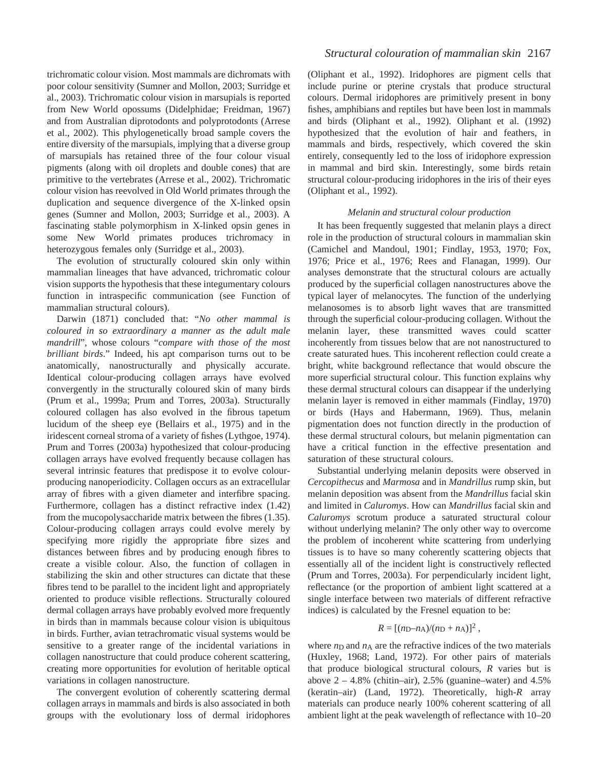trichromatic colour vision. Most mammals are dichromats with poor colour sensitivity (Sumner and Mollon, 2003; Surridge et al., 2003). Trichromatic colour vision in marsupials is reported from New World opossums (Didelphidae; Freidman, 1967) and from Australian diprotodonts and polyprotodonts (Arrese et al., 2002). This phylogenetically broad sample covers the entire diversity of the marsupials, implying that a diverse group of marsupials has retained three of the four colour visual pigments (along with oil droplets and double cones) that are primitive to the vertebrates (Arrese et al., 2002). Trichromatic colour vision has reevolved in Old World primates through the duplication and sequence divergence of the X-linked opsin genes (Sumner and Mollon, 2003; Surridge et al., 2003). A fascinating stable polymorphism in X-linked opsin genes in some New World primates produces trichromacy in heterozygous females only (Surridge et al., 2003).

The evolution of structurally coloured skin only within mammalian lineages that have advanced, trichromatic colour vision supports the hypothesis that these integumentary colours function in intraspecific communication (see Function of mammalian structural colours).

Darwin (1871) concluded that: "*No other mammal is coloured in so extraordinary a manner as the adult male mandrill*", whose colours "*compare with those of the most brilliant birds*." Indeed, his apt comparison turns out to be anatomically, nanostructurally and physically accurate. Identical colour-producing collagen arrays have evolved convergently in the structurally coloured skin of many birds (Prum et al., 1999a; Prum and Torres, 2003a). Structurally coloured collagen has also evolved in the fibrous tapetum lucidum of the sheep eye (Bellairs et al., 1975) and in the iridescent corneal stroma of a variety of fishes (Lythgoe, 1974). Prum and Torres (2003a) hypothesized that colour-producing collagen arrays have evolved frequently because collagen has several intrinsic features that predispose it to evolve colour-producing nanoperiodicity. Collagen occurs as an extracellular array of fibres with a given diameter and interfibre spacing. Furthermore, collagen has a distinct refractive index (1.42) from the mucopolysaccharide matrix between the fibres (1.35). Colour-producing collagen arrays could evolve merely by specifying more rigidly the appropriate fibre sizes and distances between fibres and by producing enough fibres to create a visible colour. Also, the function of collagen in stabilizing the skin and other structures can dictate that these fibres tend to be parallel to the incident light and appropriately oriented to produce visible reflections. Structurally coloured dermal collagen arrays have probably evolved more frequently in birds than in mammals because colour vision is ubiquitous in birds. Further, avian tetrachromatic visual systems would be sensitive to a greater range of the incidental variations in collagen nanostructure that could produce coherent scattering, creating more opportunities for evolution of heritable optical variations in collagen nanostructure.

The convergent evolution of coherently scattering dermal collagen arrays in mammals and birds is also associated in both groups with the evolutionary loss of dermal iridophores (Oliphant et al., 1992). Iridophores are pigment cells that include purine or pterine crystals that produce structural colours. Dermal iridophores are primitively present in bony fishes, amphibians and reptiles but have been lost in mammals and birds (Oliphant et al., 1992). Oliphant et al. (1992) hypothesized that the evolution of hair and feathers, in mammals and birds, respectively, which covered the skin entirely, consequently led to the loss of iridophore expression in mammal and bird skin. Interestingly, some birds retain structural colour-producing iridophores in the iris of their eyes (Oliphant et al., 1992).

### *Melanin and structural colour production*

It has been frequently suggested that melanin plays a direct role in the production of structural colours in mammalian skin (Camichel and Mandoul, 1901; Findlay, 1953, 1970; Fox, 1976; Price et al., 1976; Rees and Flanagan, 1999). Our analyses demonstrate that the structural colours are actually produced by the superficial collagen nanostructures above the typical layer of melanocytes. The function of the underlying melanosomes is to absorb light waves that are transmitted through the superficial colour-producing collagen. Without the melanin layer, these transmitted waves could scatter incoherently from tissues below that are not nanostructured to create saturated hues. This incoherent reflection could create a bright, white background reflectance that would obscure the more superficial structural colour. This function explains why these dermal structural colours can disappear if the underlying melanin layer is removed in either mammals (Findlay, 1970) or birds (Hays and Habermann, 1969). Thus, melanin pigmentation does not function directly in the production of these dermal structural colours, but melanin pigmentation can have a critical function in the effective presentation and saturation of these structural colours.

Substantial underlying melanin deposits were observed in *Cercopithecus* and *Marmosa* and in *Mandrillus* rump skin, but melanin deposition was absent from the *Mandrillus* facial skin and limited in *Caluromys*. How can *Mandrillus* facial skin and *Caluromys* scrotum produce a saturated structural colour without underlying melanin? The only other way to overcome the problem of incoherent white scattering from underlying tissues is to have so many coherently scattering objects that essentially all of the incident light is constructively reflected (Prum and Torres, 2003a). For perpendicularly incident light, reflectance (or the proportion of ambient light scattered at a single interface between two materials of different refractive indices) is calculated by the Fresnel equation to be:

$$R = [(n_D - n_A)/(n_D + n_A)]^2 ,$$

where $n_D$ and $n_A$ are the refractive indices of the two materials (Huxley, 1968; Land, 1972). For other pairs of materials that produce biological structural colours, $R$ varies but is above 2 – 4.8% (chitin–air), 2.5% (guanine–water) and 4.5% (keratin–air) (Land, 1972). Theoretically, high-$R$ array materials can produce nearly 100% coherent scattering of all ambient light at the peak wavelength of reflectance with 10–20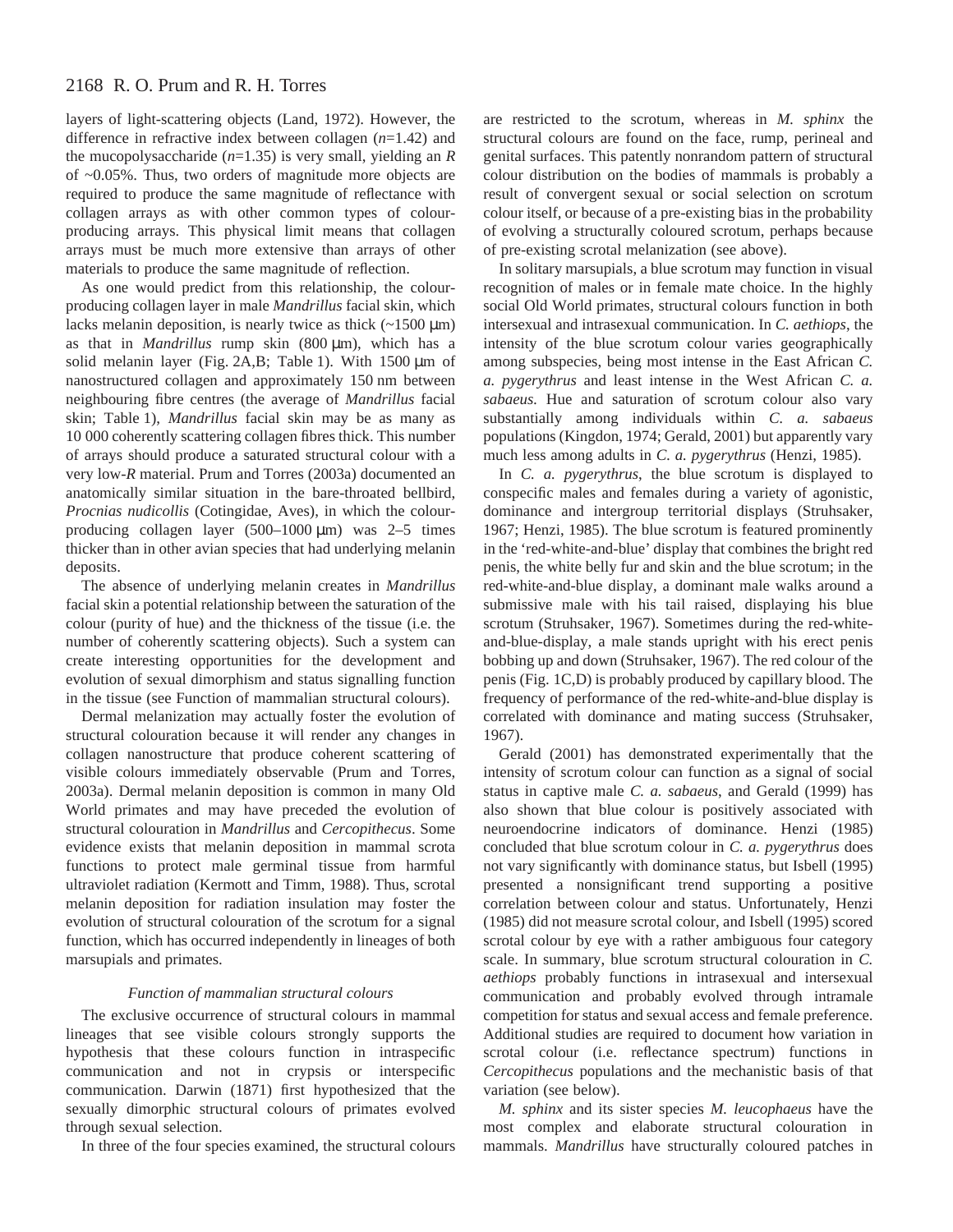layers of light-scattering objects (Land, 1972). However, the difference in refractive index between collagen ($n$=1.42) and the mucopolysaccharide ($n$=1.35) is very small, yielding an $R$ of ~0.05%. Thus, two orders of magnitude more objects are required to produce the same magnitude of reflectance with collagen arrays as with other common types of colour-producing arrays. This physical limit means that collagen arrays must be much more extensive than arrays of other materials to produce the same magnitude of reflection.

As one would predict from this relationship, the colour-producing collagen layer in male *Mandrillus* facial skin, which lacks melanin deposition, is nearly twice as thick (~1500 µm) as that in *Mandrillus* rump skin (800 µm), which has a solid melanin layer (Fig. 2A,B; Table 1). With 1500 µm of nanostructured collagen and approximately 150 nm between neighbouring fibre centres (the average of *Mandrillus* facial skin; Table 1), *Mandrillus* facial skin may be as many as 10 000 coherently scattering collagen fibres thick. This number of arrays should produce a saturated structural colour with a very low-$R$ material. Prum and Torres (2003a) documented an anatomically similar situation in the bare-throated bellbird, *Procnias nudicollis* (Cotingidae, Aves), in which the colour-producing collagen layer (500–1000 µm) was 2–5 times thicker than in other avian species that had underlying melanin deposits.

The absence of underlying melanin creates in *Mandrillus* facial skin a potential relationship between the saturation of the colour (purity of hue) and the thickness of the tissue (i.e. the number of coherently scattering objects). Such a system can create interesting opportunities for the development and evolution of sexual dimorphism and status signalling function in the tissue (see Function of mammalian structural colours).

Dermal melanization may actually foster the evolution of structural colouration because it will render any changes in collagen nanostructure that produce coherent scattering of visible colours immediately observable (Prum and Torres, 2003a). Dermal melanin deposition is common in many Old World primates and may have preceded the evolution of structural colouration in *Mandrillus* and *Cercopithecus*. Some evidence exists that melanin deposition in mammal scrota functions to protect male germinal tissue from harmful ultraviolet radiation (Kermott and Timm, 1988). Thus, scrotal melanin deposition for radiation insulation may foster the evolution of structural colouration of the scrotum for a signal function, which has occurred independently in lineages of both marsupials and primates.

### *Function of mammalian structural colours*

The exclusive occurrence of structural colours in mammal lineages that see visible colours strongly supports the hypothesis that these colours function in intraspecific communication and not in crypsis or interspecific communication. Darwin (1871) first hypothesized that the sexually dimorphic structural colours of primates evolved through sexual selection.

In three of the four species examined, the structural colours are restricted to the scrotum, whereas in *M. sphinx* the structural colours are found on the face, rump, perineal and genital surfaces. This patently nonrandom pattern of structural colour distribution on the bodies of mammals is probably a result of convergent sexual or social selection on scrotum colour itself, or because of a pre-existing bias in the probability of evolving a structurally coloured scrotum, perhaps because of pre-existing scrotal melanization (see above).

In solitary marsupials, a blue scrotum may function in visual recognition of males or in female mate choice. In the highly social Old World primates, structural colours function in both intersexual and intrasexual communication. In *C. aethiops*, the intensity of the blue scrotum colour varies geographically among subspecies, being most intense in the East African *C. a. pygerythrus* and least intense in the West African *C. a. sabaeus.* Hue and saturation of scrotum colour also vary substantially among individuals within *C. a. sabaeus* populations (Kingdon, 1974; Gerald, 2001) but apparently vary much less among adults in *C. a. pygerythrus* (Henzi, 1985).

In *C. a. pygerythrus*, the blue scrotum is displayed to conspecific males and females during a variety of agonistic, dominance and intergroup territorial displays (Struhsaker, 1967; Henzi, 1985). The blue scrotum is featured prominently in the 'red-white-and-blue' display that combines the bright red penis, the white belly fur and skin and the blue scrotum; in the red-white-and-blue display, a dominant male walks around a submissive male with his tail raised, displaying his blue scrotum (Struhsaker, 1967). Sometimes during the red-white-and-blue-display, a male stands upright with his erect penis bobbing up and down (Struhsaker, 1967). The red colour of the penis (Fig. 1C,D) is probably produced by capillary blood. The frequency of performance of the red-white-and-blue display is correlated with dominance and mating success (Struhsaker, 1967).

Gerald (2001) has demonstrated experimentally that the intensity of scrotum colour can function as a signal of social status in captive male *C. a. sabaeus*, and Gerald (1999) has also shown that blue colour is positively associated with neuroendocrine indicators of dominance. Henzi (1985) concluded that blue scrotum colour in *C. a. pygerythrus* does not vary significantly with dominance status, but Isbell (1995) presented a nonsignificant trend supporting a positive correlation between colour and status. Unfortunately, Henzi (1985) did not measure scrotal colour, and Isbell (1995) scored scrotal colour by eye with a rather ambiguous four category scale. In summary, blue scrotum structural colouration in *C. aethiops* probably functions in intrasexual and intersexual communication and probably evolved through intramale competition for status and sexual access and female preference. Additional studies are required to document how variation in scrotal colour (i.e. reflectance spectrum) functions in *Cercopithecus* populations and the mechanistic basis of that variation (see below).

*M. sphinx* and its sister species *M. leucophaeus* have the most complex and elaborate structural colouration in mammals. *Mandrillus* have structurally coloured patches in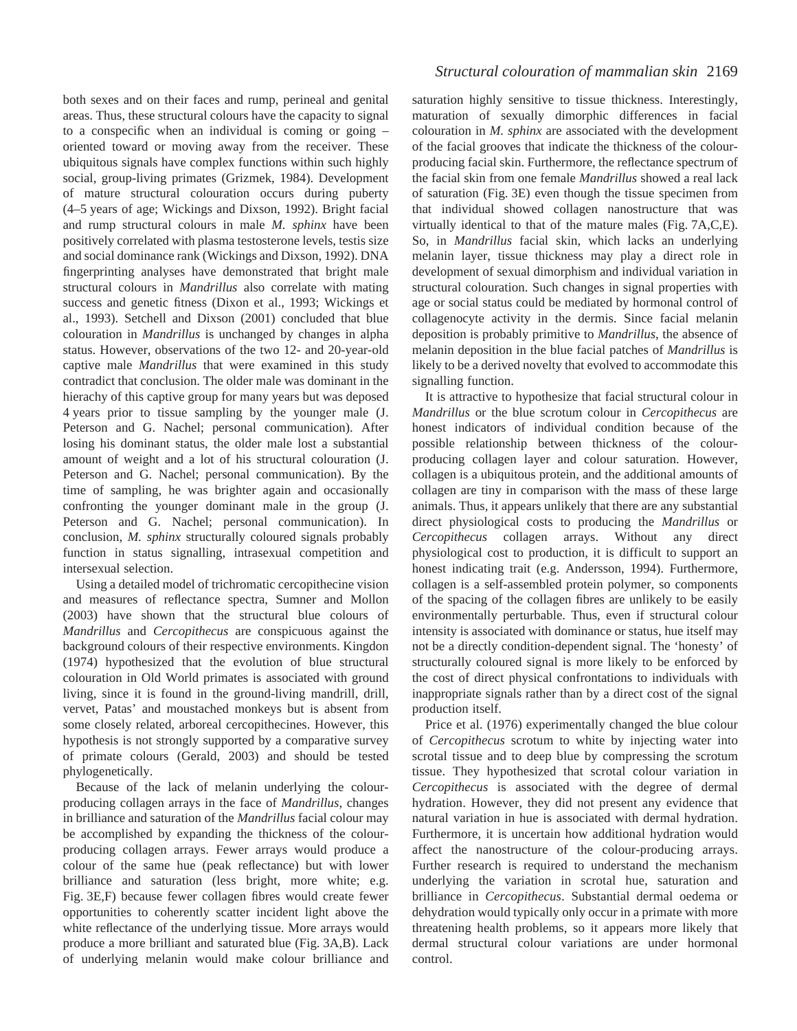both sexes and on their faces and rump, perineal and genital areas. Thus, these structural colours have the capacity to signal to a conspecific when an individual is coming or going – oriented toward or moving away from the receiver. These ubiquitous signals have complex functions within such highly social, group-living primates (Grizmek, 1984). Development of mature structural colouration occurs during puberty (4–5 years of age; Wickings and Dixson, 1992). Bright facial and rump structural colours in male *M. sphinx* have been positively correlated with plasma testosterone levels, testis size and social dominance rank (Wickings and Dixson, 1992). DNA fingerprinting analyses have demonstrated that bright male structural colours in *Mandrillus* also correlate with mating success and genetic fitness (Dixon et al., 1993; Wickings et al., 1993). Setchell and Dixson (2001) concluded that blue colouration in *Mandrillus* is unchanged by changes in alpha status. However, observations of the two 12- and 20-year-old captive male *Mandrillus* that were examined in this study contradict that conclusion. The older male was dominant in the hierachy of this captive group for many years but was deposed 4 years prior to tissue sampling by the younger male (J. Peterson and G. Nachel; personal communication). After losing his dominant status, the older male lost a substantial amount of weight and a lot of his structural colouration (J. Peterson and G. Nachel; personal communication). By the time of sampling, he was brighter again and occasionally confronting the younger dominant male in the group (J. Peterson and G. Nachel; personal communication). In conclusion, *M. sphinx* structurally coloured signals probably function in status signalling, intrasexual competition and intersexual selection.

Using a detailed model of trichromatic cercopithecine vision and measures of reflectance spectra, Sumner and Mollon (2003) have shown that the structural blue colours of *Mandrillus* and *Cercopithecus* are conspicuous against the background colours of their respective environments. Kingdon (1974) hypothesized that the evolution of blue structural colouration in Old World primates is associated with ground living, since it is found in the ground-living mandrill, drill, vervet, Patas' and moustached monkeys but is absent from some closely related, arboreal cercopithecines. However, this hypothesis is not strongly supported by a comparative survey of primate colours (Gerald, 2003) and should be tested phylogenetically.

Because of the lack of melanin underlying the colour-producing collagen arrays in the face of *Mandrillus*, changes in brilliance and saturation of the *Mandrillus* facial colour may be accomplished by expanding the thickness of the colour-producing collagen arrays. Fewer arrays would produce a colour of the same hue (peak reflectance) but with lower brilliance and saturation (less bright, more white; e.g. Fig. 3E,F) because fewer collagen fibres would create fewer opportunities to coherently scatter incident light above the white reflectance of the underlying tissue. More arrays would produce a more brilliant and saturated blue (Fig. 3A,B). Lack of underlying melanin would make colour brilliance and saturation highly sensitive to tissue thickness. Interestingly, maturation of sexually dimorphic differences in facial colouration in *M. sphinx* are associated with the development of the facial grooves that indicate the thickness of the colour-producing facial skin. Furthermore, the reflectance spectrum of the facial skin from one female *Mandrillus* showed a real lack of saturation (Fig. 3E) even though the tissue specimen from that individual showed collagen nanostructure that was virtually identical to that of the mature males (Fig. 7A,C,E). So, in *Mandrillus* facial skin, which lacks an underlying melanin layer, tissue thickness may play a direct role in development of sexual dimorphism and individual variation in structural colouration. Such changes in signal properties with age or social status could be mediated by hormonal control of collagenocyte activity in the dermis. Since facial melanin deposition is probably primitive to *Mandrillus*, the absence of melanin deposition in the blue facial patches of *Mandrillus* is likely to be a derived novelty that evolved to accommodate this signalling function.

It is attractive to hypothesize that facial structural colour in *Mandrillus* or the blue scrotum colour in *Cercopithecus* are honest indicators of individual condition because of the possible relationship between thickness of the colour-producing collagen layer and colour saturation. However, collagen is a ubiquitous protein, and the additional amounts of collagen are tiny in comparison with the mass of these large animals. Thus, it appears unlikely that there are any substantial direct physiological costs to producing the *Mandrillus* or *Cercopithecus* collagen arrays. Without any direct physiological cost to production, it is difficult to support an honest indicating trait (e.g. Andersson, 1994). Furthermore, collagen is a self-assembled protein polymer, so components of the spacing of the collagen fibres are unlikely to be easily environmentally perturbable. Thus, even if structural colour intensity is associated with dominance or status, hue itself may not be a directly condition-dependent signal. The 'honesty' of structurally coloured signal is more likely to be enforced by the cost of direct physical confrontations to individuals with inappropriate signals rather than by a direct cost of the signal production itself.

Price et al. (1976) experimentally changed the blue colour of *Cercopithecus* scrotum to white by injecting water into scrotal tissue and to deep blue by compressing the scrotum tissue. They hypothesized that scrotal colour variation in *Cercopithecus* is associated with the degree of dermal hydration. However, they did not present any evidence that natural variation in hue is associated with dermal hydration. Furthermore, it is uncertain how additional hydration would affect the nanostructure of the colour-producing arrays. Further research is required to understand the mechanism underlying the variation in scrotal hue, saturation and brilliance in *Cercopithecus*. Substantial dermal oedema or dehydration would typically only occur in a primate with more threatening health problems, so it appears more likely that dermal structural colour variations are under hormonal control.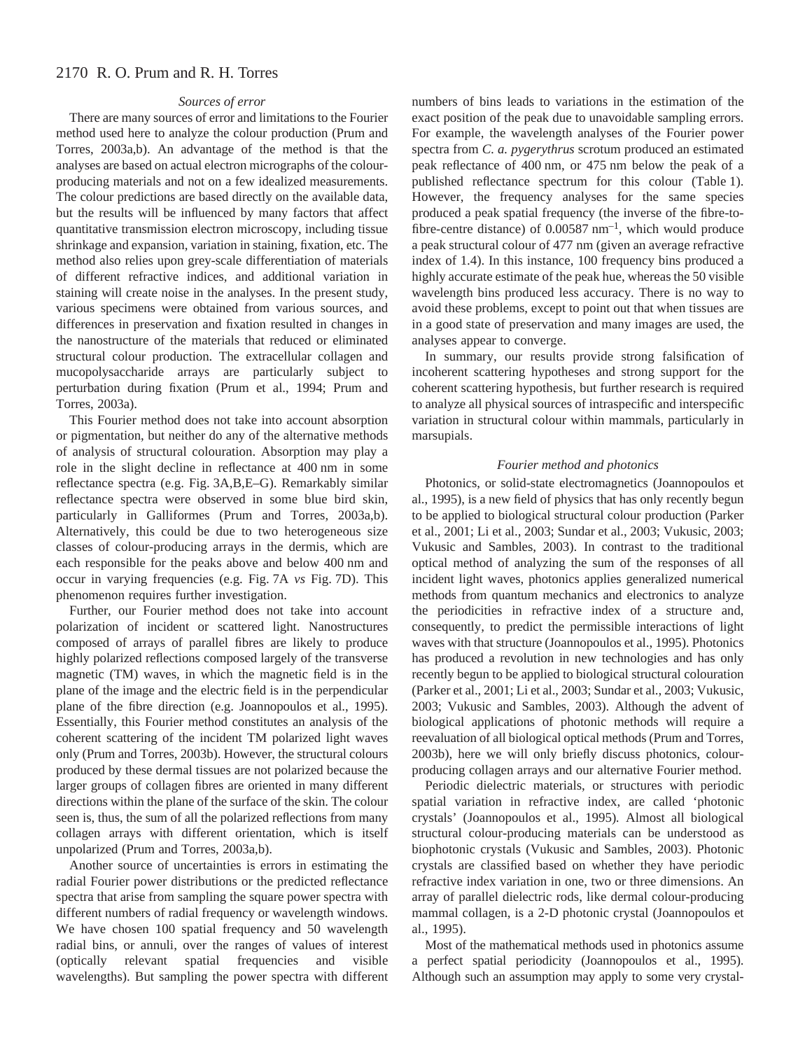### Sources of error

There are many sources of error and limitations to the Fourier method used here to analyze the colour production (Prum and Torres, 2003a,b). An advantage of the method is that the analyses are based on actual electron micrographs of the colour-producing materials and not on a few idealized measurements. The colour predictions are based directly on the available data, but the results will be influenced by many factors that affect quantitative transmission electron microscopy, including tissue shrinkage and expansion, variation in staining, fixation, etc. The method also relies upon grey-scale differentiation of materials of different refractive indices, and additional variation in staining will create noise in the analyses. In the present study, various specimens were obtained from various sources, and differences in preservation and fixation resulted in changes in the nanostructure of the materials that reduced or eliminated structural colour production. The extracellular collagen and mucopolysaccharide arrays are particularly subject to perturbation during fixation (Prum et al., 1994; Prum and Torres, 2003a).

This Fourier method does not take into account absorption or pigmentation, but neither do any of the alternative methods of analysis of structural colouration. Absorption may play a role in the slight decline in reflectance at 400 nm in some reflectance spectra (e.g. Fig. 3A,B,E–G). Remarkably similar reflectance spectra were observed in some blue bird skin, particularly in Galliformes (Prum and Torres, 2003a,b). Alternatively, this could be due to two heterogeneous size classes of colour-producing arrays in the dermis, which are each responsible for the peaks above and below 400 nm and occur in varying frequencies (e.g. Fig. 7A *vs* Fig. 7D). This phenomenon requires further investigation.

Further, our Fourier method does not take into account polarization of incident or scattered light. Nanostructures composed of arrays of parallel fibres are likely to produce highly polarized reflections composed largely of the transverse magnetic (TM) waves, in which the magnetic field is in the plane of the image and the electric field is in the perpendicular plane of the fibre direction (e.g. Joannopoulos et al., 1995). Essentially, this Fourier method constitutes an analysis of the coherent scattering of the incident TM polarized light waves only (Prum and Torres, 2003b). However, the structural colours produced by these dermal tissues are not polarized because the larger groups of collagen fibres are oriented in many different directions within the plane of the surface of the skin. The colour seen is, thus, the sum of all the polarized reflections from many collagen arrays with different orientation, which is itself unpolarized (Prum and Torres, 2003a,b).

Another source of uncertainties is errors in estimating the radial Fourier power distributions or the predicted reflectance spectra that arise from sampling the square power spectra with different numbers of radial frequency or wavelength windows. We have chosen 100 spatial frequency and 50 wavelength radial bins, or annuli, over the ranges of values of interest (optically relevant spatial frequencies and visible wavelengths). But sampling the power spectra with different numbers of bins leads to variations in the estimation of the exact position of the peak due to unavoidable sampling errors. For example, the wavelength analyses of the Fourier power spectra from *C. a. pygerythrus* scrotum produced an estimated peak reflectance of 400 nm, or 475 nm below the peak of a published reflectance spectrum for this colour (Table 1). However, the frequency analyses for the same species produced a peak spatial frequency (the inverse of the fibre-to-fibre-centre distance) of 0.00587 $nm^{-1}$, which would produce a peak structural colour of 477 nm (given an average refractive index of 1.4). In this instance, 100 frequency bins produced a highly accurate estimate of the peak hue, whereas the 50 visible wavelength bins produced less accuracy. There is no way to avoid these problems, except to point out that when tissues are in a good state of preservation and many images are used, the analyses appear to converge.

In summary, our results provide strong falsification of incoherent scattering hypotheses and strong support for the coherent scattering hypothesis, but further research is required to analyze all physical sources of intraspecific and interspecific variation in structural colour within mammals, particularly in marsupials.

### Fourier method and photonics

Photonics, or solid-state electromagnetics (Joannopoulos et al., 1995), is a new field of physics that has only recently begun to be applied to biological structural colour production (Parker et al., 2001; Li et al., 2003; Sundar et al., 2003; Vukusic, 2003; Vukusic and Sambles, 2003). In contrast to the traditional optical method of analyzing the sum of the responses of all incident light waves, photonics applies generalized numerical methods from quantum mechanics and electronics to analyze the periodicities in refractive index of a structure and, consequently, to predict the permissible interactions of light waves with that structure (Joannopoulos et al., 1995). Photonics has produced a revolution in new technologies and has only recently begun to be applied to biological structural colouration (Parker et al., 2001; Li et al., 2003; Sundar et al., 2003; Vukusic, 2003; Vukusic and Sambles, 2003). Although the advent of biological applications of photonic methods will require a reevaluation of all biological optical methods (Prum and Torres, 2003b), here we will only briefly discuss photonics, colour-producing collagen arrays and our alternative Fourier method.

Periodic dielectric materials, or structures with periodic spatial variation in refractive index, are called 'photonic crystals' (Joannopoulos et al., 1995). Almost all biological structural colour-producing materials can be understood as biophotonic crystals (Vukusic and Sambles, 2003). Photonic crystals are classified based on whether they have periodic refractive index variation in one, two or three dimensions. An array of parallel dielectric rods, like dermal colour-producing mammal collagen, is a 2-D photonic crystal (Joannopoulos et al., 1995).

Most of the mathematical methods used in photonics assume a perfect spatial periodicity (Joannopoulos et al., 1995). Although such an assumption may apply to some very crystal-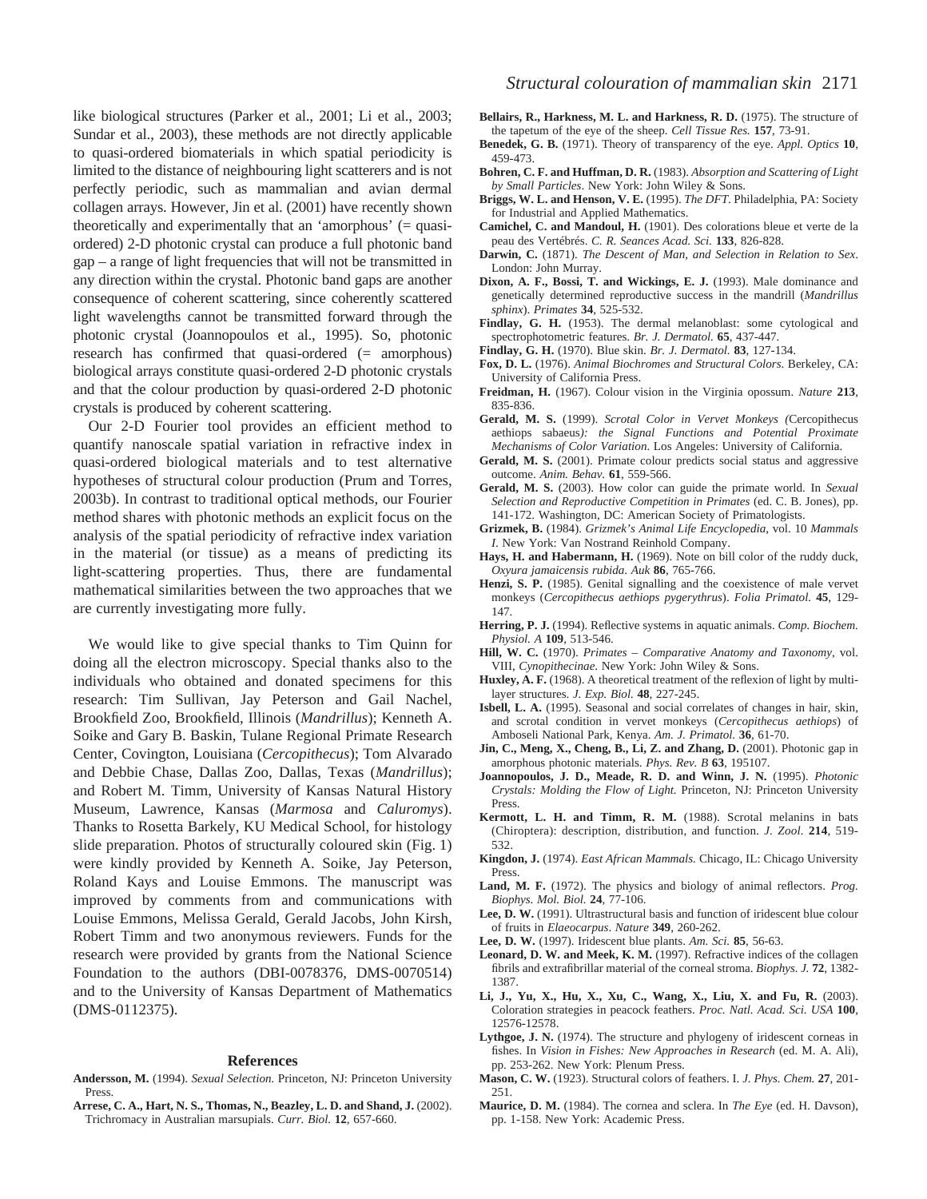like biological structures (Parker et al., 2001; Li et al., 2003; Sundar et al., 2003), these methods are not directly applicable to quasi-ordered biomaterials in which spatial periodicity is limited to the distance of neighbouring light scatterers and is not perfectly periodic, such as mammalian and avian dermal collagen arrays. However, Jin et al. (2001) have recently shown theoretically and experimentally that an 'amorphous' (= quasi-ordered) 2-D photonic crystal can produce a full photonic band gap – a range of light frequencies that will not be transmitted in any direction within the crystal. Photonic band gaps are another consequence of coherent scattering, since coherently scattered light wavelengths cannot be transmitted forward through the photonic crystal (Joannopoulos et al., 1995). So, photonic research has confirmed that quasi-ordered (= amorphous) biological arrays constitute quasi-ordered 2-D photonic crystals and that the colour production by quasi-ordered 2-D photonic crystals is produced by coherent scattering.

Our 2-D Fourier tool provides an efficient method to quantify nanoscale spatial variation in refractive index in quasi-ordered biological materials and to test alternative hypotheses of structural colour production (Prum and Torres, 2003b). In contrast to traditional optical methods, our Fourier method shares with photonic methods an explicit focus on the analysis of the spatial periodicity of refractive index variation in the material (or tissue) as a means of predicting its light-scattering properties. Thus, there are fundamental mathematical similarities between the two approaches that we are currently investigating more fully.

We would like to give special thanks to Tim Quinn for doing all the electron microscopy. Special thanks also to the individuals who obtained and donated specimens for this research: Tim Sullivan, Jay Peterson and Gail Nachel, Brookfield Zoo, Brookfield, Illinois (*Mandrillus*); Kenneth A. Soike and Gary B. Baskin, Tulane Regional Primate Research Center, Covington, Louisiana (*Cercopithecus*); Tom Alvarado and Debbie Chase, Dallas Zoo, Dallas, Texas (*Mandrillus*); and Robert M. Timm, University of Kansas Natural History Museum, Lawrence, Kansas (*Marmosa* and *Caluromys*). Thanks to Rosetta Barkely, KU Medical School, for histology slide preparation. Photos of structurally coloured skin (Fig. 1) were kindly provided by Kenneth A. Soike, Jay Peterson, Roland Kays and Louise Emmons. The manuscript was improved by comments from and communications with Louise Emmons, Melissa Gerald, Gerald Jacobs, John Kirsh, Robert Timm and two anonymous reviewers. Funds for the research were provided by grants from the National Science Foundation to the authors (DBI-0078376, DMS-0070514) and to the University of Kansas Department of Mathematics (DMS-0112375).

## References

**Andersson, M.** (1994). *Sexual Selection.* Princeton, NJ: Princeton University Press.

**Arrese, C. A., Hart, N. S., Thomas, N., Beazley, L. D. and Shand, J.** (2002). Trichromacy in Australian marsupials. *Curr. Biol.* **12**, 657-660.

**Bellairs, R., Harkness, M. L. and Harkness, R. D.** (1975). The structure of the tapetum of the eye of the sheep. *Cell Tissue Res.* **157**, 73-91.

**Benedek, G. B.** (1971). Theory of transparency of the eye. *Appl. Optics* **10**, 459-473.

**Bohren, C. F. and Huffman, D. R.** (1983). *Absorption and Scattering of Light by Small Particles*. New York: John Wiley & Sons.

**Briggs, W. L. and Henson, V. E.** (1995). *The DFT*. Philadelphia, PA: Society for Industrial and Applied Mathematics.

**Camichel, C. and Mandoul, H.** (1901). Des colorations bleue et verte de la peau des Vertébrés. *C. R. Seances Acad. Sci.* **133**, 826-828.

**Darwin, C.** (1871). *The Descent of Man, and Selection in Relation to Sex*. London: John Murray.

**Dixon, A. F., Bossi, T. and Wickings, E. J.** (1993). Male dominance and genetically determined reproductive success in the mandrill (*Mandrillus sphinx*). *Primates* **34**, 525-532.

**Findlay, G. H.** (1953). The dermal melanoblast: some cytological and spectrophotometric features. *Br. J. Dermatol.* **65**, 437-447.

**Findlay, G. H.** (1970). Blue skin. *Br. J. Dermatol.* **83**, 127-134.

**Fox, D. L.** (1976). *Animal Biochromes and Structural Colors*. Berkeley, CA: University of California Press.

**Freidman, H.** (1967). Colour vision in the Virginia opossum. *Nature* **213**, 835-836.

**Gerald, M. S.** (1999). *Scrotal Color in Vervet Monkeys (*Cercopithecus aethiops sabaeus*): the Signal Functions and Potential Proximate Mechanisms of Color Variation*. Los Angeles: University of California.

**Gerald, M. S.** (2001). Primate colour predicts social status and aggressive outcome. *Anim. Behav.* **61**, 559-566.

**Gerald, M. S.** (2003). How color can guide the primate world. In *Sexual Selection and Reproductive Competition in Primates* (ed. C. B. Jones), pp. 141-172. Washington, DC: American Society of Primatologists.

**Grizmek, B.** (1984). *Grizmek's Animal Life Encyclopedia*, vol. 10 *Mammals I*. New York: Van Nostrand Reinhold Company.

**Hays, H. and Habermann, H.** (1969). Note on bill color of the ruddy duck, *Oxyura jamaicensis rubida*. *Auk* **86**, 765-766.

**Henzi, S. P.** (1985). Genital signalling and the coexistence of male vervet monkeys (*Cercopithecus aethiops pygerythrus*). *Folia Primatol.* **45**, 129-147.

**Herring, P. J.** (1994). Reflective systems in aquatic animals. *Comp. Biochem. Physiol. A* **109**, 513-546.

**Hill, W. C.** (1970). *Primates – Comparative Anatomy and Taxonomy*, vol. VIII, *Cynopithecinae*. New York: John Wiley & Sons.

**Huxley, A. F.** (1968). A theoretical treatment of the reflexion of light by multi-layer structures. *J. Exp. Biol.* **48**, 227-245.

**Isbell, L. A.** (1995). Seasonal and social correlates of changes in hair, skin, and scrotal condition in vervet monkeys (*Cercopithecus aethiops*) of Amboseli National Park, Kenya. *Am. J. Primatol.* **36**, 61-70.

**Jin, C., Meng, X., Cheng, B., Li, Z. and Zhang, D.** (2001). Photonic gap in amorphous photonic materials. *Phys. Rev. B* **63**, 195107.

**Joannopoulos, J. D., Meade, R. D. and Winn, J. N.** (1995). *Photonic Crystals: Molding the Flow of Light.* Princeton, NJ: Princeton University Press.

**Kermott, L. H. and Timm, R. M.** (1988). Scrotal melanins in bats (Chiroptera): description, distribution, and function. *J. Zool.* **214**, 519-532.

**Kingdon, J.** (1974). *East African Mammals.* Chicago, IL: Chicago University Press.

**Land, M. F.** (1972). The physics and biology of animal reflectors. *Prog. Biophys. Mol. Biol.* **24**, 77-106.

**Lee, D. W.** (1991). Ultrastructural basis and function of iridescent blue colour of fruits in *Elaeocarpus*. *Nature* **349**, 260-262.

**Lee, D. W.** (1997). Iridescent blue plants. *Am. Sci.* **85**, 56-63.

**Leonard, D. W. and Meek, K. M.** (1997). Refractive indices of the collagen fibrils and extrafibrillar material of the corneal stroma. *Biophys. J.* **72**, 1382-1387.

**Li, J., Yu, X., Hu, X., Xu, C., Wang, X., Liu, X. and Fu, R.** (2003). Coloration strategies in peacock feathers. *Proc. Natl. Acad. Sci. USA* **100**, 12576-12578.

**Lythgoe, J. N.** (1974). The structure and phylogeny of iridescent corneas in fishes. In *Vision in Fishes: New Approaches in Research* (ed. M. A. Ali), pp. 253-262. New York: Plenum Press.

**Mason, C. W.** (1923). Structural colors of feathers. I. *J. Phys. Chem.* **27**, 201-251.

**Maurice, D. M.** (1984). The cornea and sclera. In *The Eye* (ed. H. Davson), pp. 1-158. New York: Academic Press.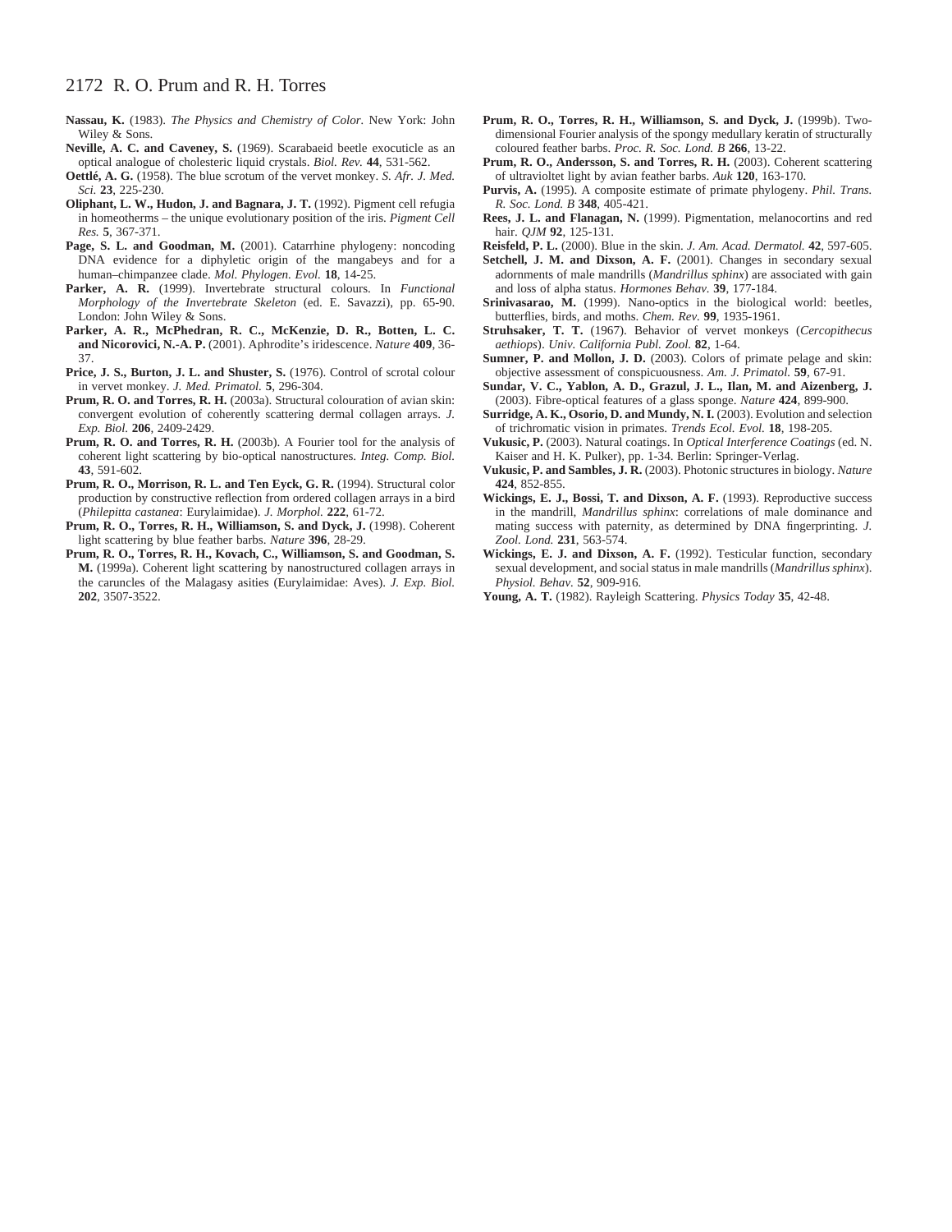**Nassau, K.** (1983). *The Physics and Chemistry of Color*. New York: John Wiley & Sons.

**Neville, A. C. and Caveney, S.** (1969). Scarabaeid beetle exocuticle as an optical analogue of cholesteric liquid crystals. *Biol. Rev.* **44**, 531-562.

**Oettlé, A. G.** (1958). The blue scrotum of the vervet monkey. *S. Afr. J. Med. Sci.* **23**, 225-230.

**Oliphant, L. W., Hudon, J. and Bagnara, J. T.** (1992). Pigment cell refugia in homeotherms – the unique evolutionary position of the iris. *Pigment Cell Res.* **5**, 367-371.

**Page, S. L. and Goodman, M.** (2001). Catarrhine phylogeny: noncoding DNA evidence for a diphyletic origin of the mangabeys and for a human–chimpanzee clade. *Mol. Phylogen. Evol.* **18**, 14-25.

**Parker, A. R.** (1999). Invertebrate structural colours. In *Functional Morphology of the Invertebrate Skeleton* (ed. E. Savazzi), pp. 65-90. London: John Wiley & Sons.

**Parker, A. R., McPhedran, R. C., McKenzie, D. R., Botten, L. C. and Nicorovici, N.-A. P.** (2001). Aphrodite's iridescence. *Nature* **409**, 36-37.

**Price, J. S., Burton, J. L. and Shuster, S.** (1976). Control of scrotal colour in vervet monkey. *J. Med. Primatol.* **5**, 296-304.

**Prum, R. O. and Torres, R. H.** (2003a). Structural colouration of avian skin: convergent evolution of coherently scattering dermal collagen arrays. *J. Exp. Biol.* **206**, 2409-2429.

**Prum, R. O. and Torres, R. H.** (2003b). A Fourier tool for the analysis of coherent light scattering by bio-optical nanostructures. *Integ. Comp. Biol.* **43**, 591-602.

**Prum, R. O., Morrison, R. L. and Ten Eyck, G. R.** (1994). Structural color production by constructive reflection from ordered collagen arrays in a bird (*Philepitta castanea*: Eurylaimidae). *J. Morphol.* **222**, 61-72.

**Prum, R. O., Torres, R. H., Williamson, S. and Dyck, J.** (1998). Coherent light scattering by blue feather barbs. *Nature* **396**, 28-29.

**Prum, R. O., Torres, R. H., Kovach, C., Williamson, S. and Goodman, S. M.** (1999a). Coherent light scattering by nanostructured collagen arrays in the caruncles of the Malagasy asities (Eurylaimidae: Aves). *J. Exp. Biol.* **202**, 3507-3522.

**Prum, R. O., Torres, R. H., Williamson, S. and Dyck, J.** (1999b). Two-dimensional Fourier analysis of the spongy medullary keratin of structurally coloured feather barbs. *Proc. R. Soc. Lond. B* **266**, 13-22.

**Prum, R. O., Andersson, S. and Torres, R. H.** (2003). Coherent scattering of ultravioltet light by avian feather barbs. *Auk* **120**, 163-170.

**Purvis, A.** (1995). A composite estimate of primate phylogeny. *Phil. Trans. R. Soc. Lond. B* **348**, 405-421.

**Rees, J. L. and Flanagan, N.** (1999). Pigmentation, melanocortins and red hair. *QJM* **92**, 125-131.

**Reisfeld, P. L.** (2000). Blue in the skin. *J. Am. Acad. Dermatol.* **42**, 597-605.

**Setchell, J. M. and Dixson, A. F.** (2001). Changes in secondary sexual adornments of male mandrills (*Mandrillus sphinx*) are associated with gain and loss of alpha status. *Hormones Behav.* **39**, 177-184.

**Srinivasarao, M.** (1999). Nano-optics in the biological world: beetles, butterflies, birds, and moths. *Chem. Rev.* **99**, 1935-1961.

**Struhsaker, T. T.** (1967). Behavior of vervet monkeys (*Cercopithecus aethiops*). *Univ. California Publ. Zool.* **82**, 1-64.

**Sumner, P. and Mollon, J. D.** (2003). Colors of primate pelage and skin: objective assessment of conspicuousness. *Am. J. Primatol.* **59**, 67-91.

**Sundar, V. C., Yablon, A. D., Grazul, J. L., Ilan, M. and Aizenberg, J.** (2003). Fibre-optical features of a glass sponge. *Nature* **424**, 899-900.

**Surridge, A. K., Osorio, D. and Mundy, N. I.** (2003). Evolution and selection of trichromatic vision in primates. *Trends Ecol. Evol.* **18**, 198-205.

**Vukusic, P.** (2003). Natural coatings. In *Optical Interference Coatings* (ed. N. Kaiser and H. K. Pulker), pp. 1-34. Berlin: Springer-Verlag.

**Vukusic, P. and Sambles, J. R.** (2003). Photonic structures in biology. *Nature* **424**, 852-855.

**Wickings, E. J., Bossi, T. and Dixson, A. F.** (1993). Reproductive success in the mandrill, *Mandrillus sphinx*: correlations of male dominance and mating success with paternity, as determined by DNA fingerprinting. *J. Zool. Lond.* **231**, 563-574.

**Wickings, E. J. and Dixson, A. F.** (1992). Testicular function, secondary sexual development, and social status in male mandrills (*Mandrillus sphinx*). *Physiol. Behav.* **52**, 909-916.

**Young, A. T.** (1982). Rayleigh Scattering. *Physics Today* **35**, 42-48.